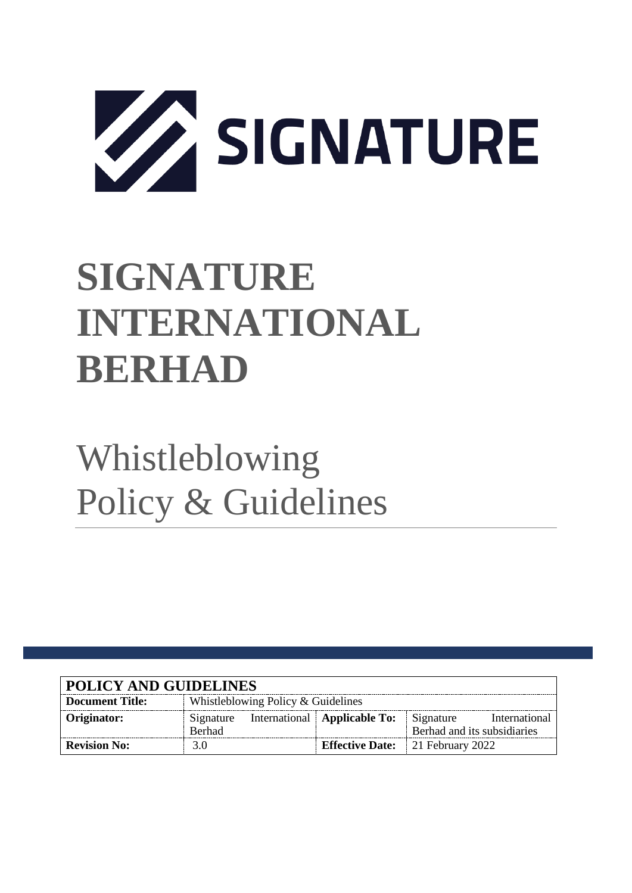SIGNATURE

# SIGNATURE INTERNATIONAL BERHAD

# Whistleblowing Policy & Guidelines

| **POLICY AND GUIDELINES** | | | |
|---|---|---|---|
| **Document Title:** | Whistleblowing Policy & Guidelines | | |
| **Originator:** | Signature International Berhad | **Applicable To:** | Signature International Berhad and its subsidiaries |
| **Revision No:** | 3.0 | **Effective Date:** | 21 February 2022 |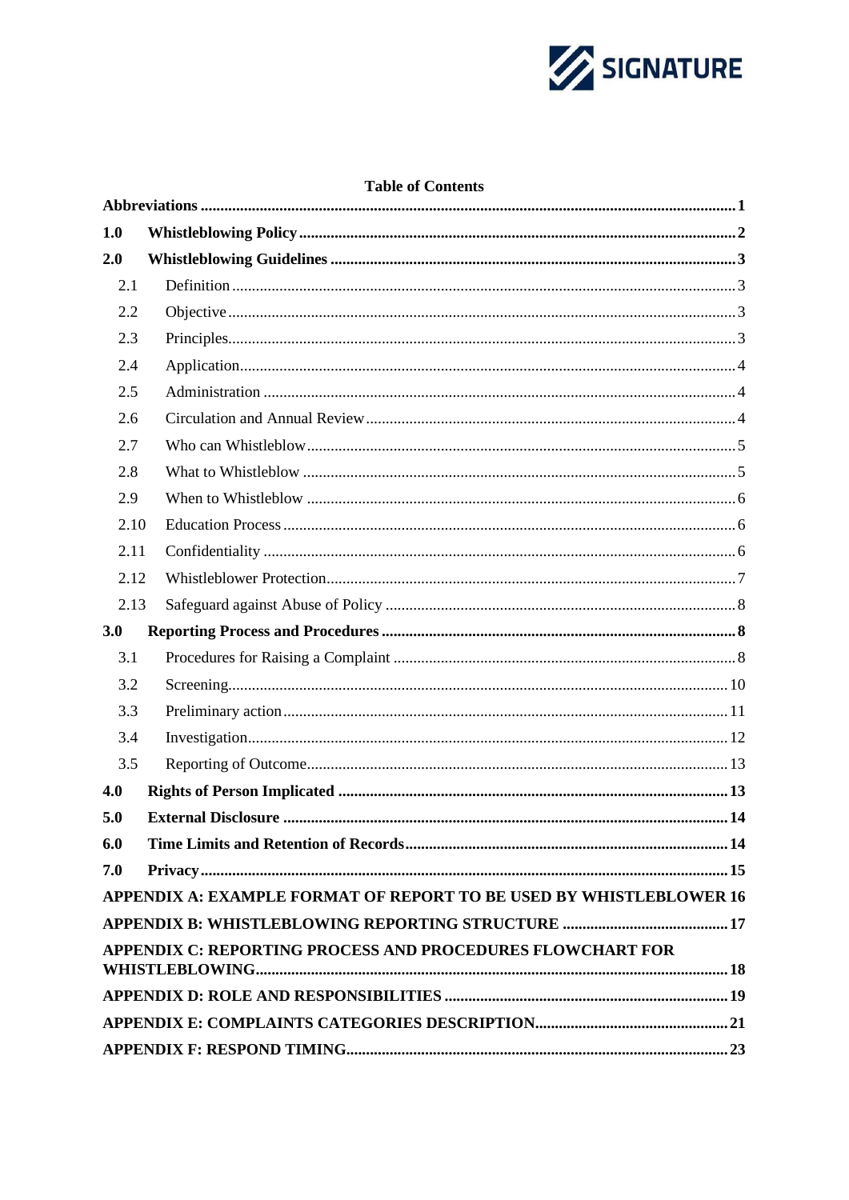**Table of Contents**

| | | |
|---|---|---|
| **Abbreviations** | | **1** |
| **1.0** | **Whistleblowing Policy** | **2** |
| **2.0** | **Whistleblowing Guidelines** | **3** |
| 2.1 | Definition | 3 |
| 2.2 | Objective | 3 |
| 2.3 | Principles | 3 |
| 2.4 | Application | 4 |
| 2.5 | Administration | 4 |
| 2.6 | Circulation and Annual Review | 4 |
| 2.7 | Who can Whistleblow | 5 |
| 2.8 | What to Whistleblow | 5 |
| 2.9 | When to Whistleblow | 6 |
| 2.10 | Education Process | 6 |
| 2.11 | Confidentiality | 6 |
| 2.12 | Whistleblower Protection | 7 |
| 2.13 | Safeguard against Abuse of Policy | 8 |
| **3.0** | **Reporting Process and Procedures** | **8** |
| 3.1 | Procedures for Raising a Complaint | 8 |
| 3.2 | Screening | 10 |
| 3.3 | Preliminary action | 11 |
| 3.4 | Investigation | 12 |
| 3.5 | Reporting of Outcome | 13 |
| **4.0** | **Rights of Person Implicated** | **13** |
| **5.0** | **External Disclosure** | **14** |
| **6.0** | **Time Limits and Retention of Records** | **14** |
| **7.0** | **Privacy** | **15** |
| **APPENDIX A: EXAMPLE FORMAT OF REPORT TO BE USED BY WHISTLEBLOWER** | | **16** |
| **APPENDIX B: WHISTLEBLOWING REPORTING STRUCTURE** | | **17** |
| **APPENDIX C: REPORTING PROCESS AND PROCEDURES FLOWCHART FOR WHISTLEBLOWING** | | **18** |
| **APPENDIX D: ROLE AND RESPONSIBILITIES** | | **19** |
| **APPENDIX E: COMPLAINTS CATEGORIES DESCRIPTION** | | **21** |
| **APPENDIX F: RESPOND TIMING** | | **23** |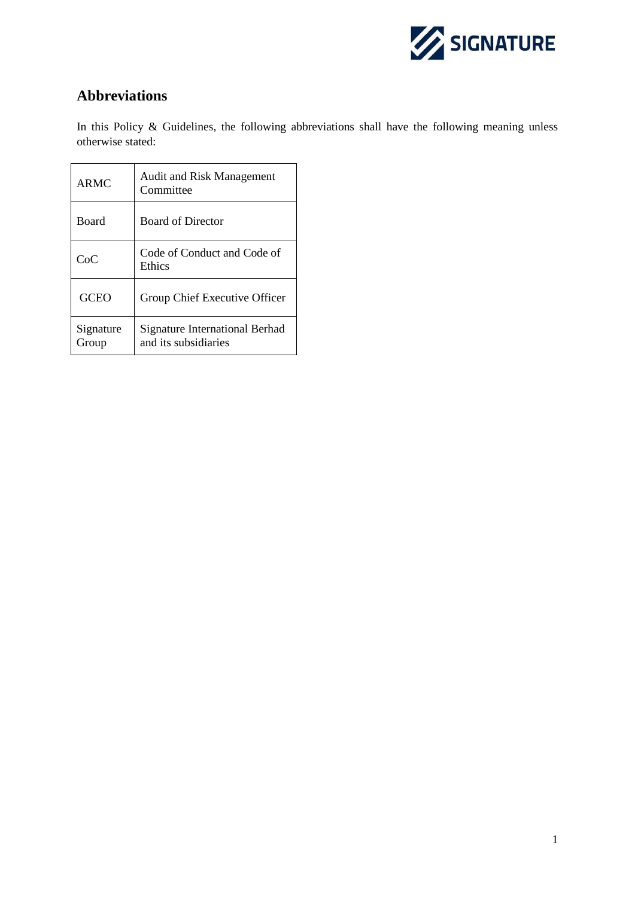## Abbreviations

In this Policy & Guidelines, the following abbreviations shall have the following meaning unless otherwise stated:

| | |
|---|---|
| ARMC | Audit and Risk Management Committee |
| Board | Board of Director |
| CoC | Code of Conduct and Code of Ethics |
| GCEO | Group Chief Executive Officer |
| Signature Group | Signature International Berhad and its subsidiaries |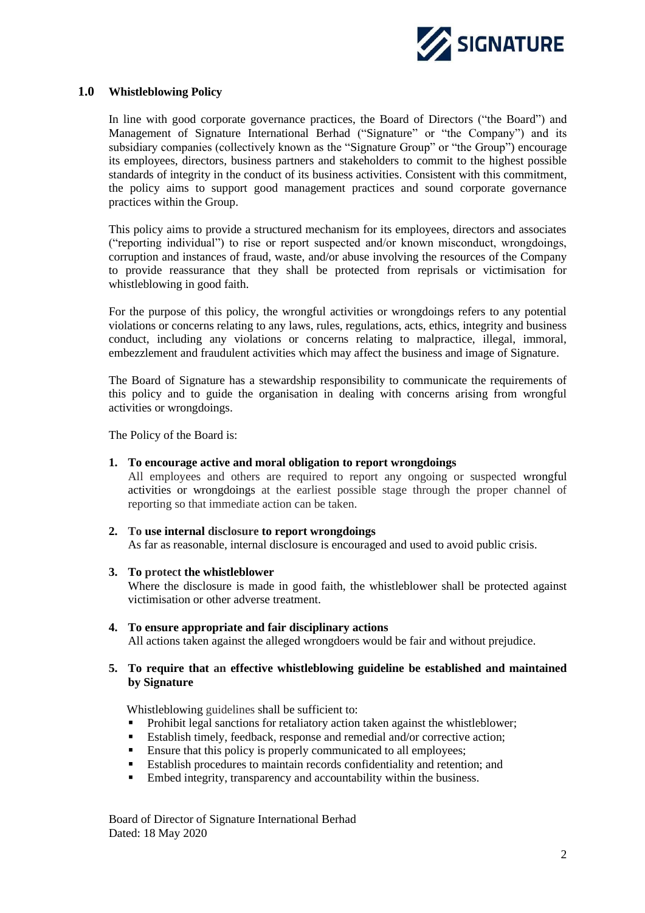## 1.0 Whistleblowing Policy

In line with good corporate governance practices, the Board of Directors ("the Board") and Management of Signature International Berhad ("Signature" or "the Company") and its subsidiary companies (collectively known as the "Signature Group" or "the Group") encourage its employees, directors, business partners and stakeholders to commit to the highest possible standards of integrity in the conduct of its business activities. Consistent with this commitment, the policy aims to support good management practices and sound corporate governance practices within the Group.

This policy aims to provide a structured mechanism for its employees, directors and associates ("reporting individual") to rise or report suspected and/or known misconduct, wrongdoings, corruption and instances of fraud, waste, and/or abuse involving the resources of the Company to provide reassurance that they shall be protected from reprisals or victimisation for whistleblowing in good faith.

For the purpose of this policy, the wrongful activities or wrongdoings refers to any potential violations or concerns relating to any laws, rules, regulations, acts, ethics, integrity and business conduct, including any violations or concerns relating to malpractice, illegal, immoral, embezzlement and fraudulent activities which may affect the business and image of Signature.

The Board of Signature has a stewardship responsibility to communicate the requirements of this policy and to guide the organisation in dealing with concerns arising from wrongful activities or wrongdoings.

The Policy of the Board is:

1. **To encourage active and moral obligation to report wrongdoings**
   All employees and others are required to report any ongoing or suspected wrongful activities or wrongdoings at the earliest possible stage through the proper channel of reporting so that immediate action can be taken.

2. **To use internal disclosure to report wrongdoings**
   As far as reasonable, internal disclosure is encouraged and used to avoid public crisis.

3. **To protect the whistleblower**
   Where the disclosure is made in good faith, the whistleblower shall be protected against victimisation or other adverse treatment.

4. **To ensure appropriate and fair disciplinary actions**
   All actions taken against the alleged wrongdoers would be fair and without prejudice.

5. **To require that an effective whistleblowing guideline be established and maintained by Signature**

   Whistleblowing guidelines shall be sufficient to:
   - Prohibit legal sanctions for retaliatory action taken against the whistleblower;
   - Establish timely, feedback, response and remedial and/or corrective action;
   - Ensure that this policy is properly communicated to all employees;
   - Establish procedures to maintain records confidentiality and retention; and
   - Embed integrity, transparency and accountability within the business.

Board of Director of Signature International Berhad
Dated: 18 May 2020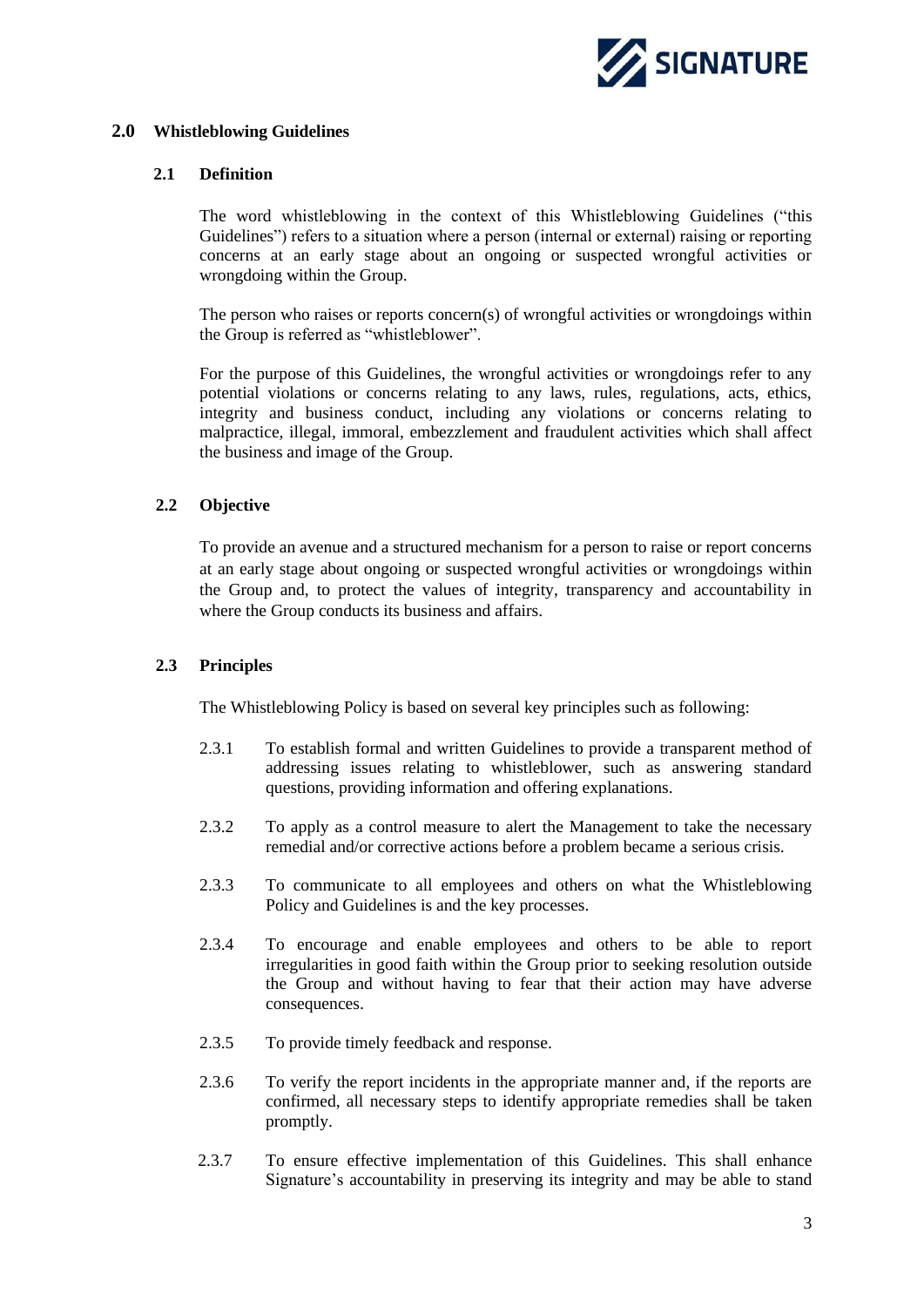## 2.0 Whistleblowing Guidelines

### 2.1 Definition

The word whistleblowing in the context of this Whistleblowing Guidelines ("this Guidelines") refers to a situation where a person (internal or external) raising or reporting concerns at an early stage about an ongoing or suspected wrongful activities or wrongdoing within the Group.

The person who raises or reports concern(s) of wrongful activities or wrongdoings within the Group is referred as "whistleblower".

For the purpose of this Guidelines, the wrongful activities or wrongdoings refer to any potential violations or concerns relating to any laws, rules, regulations, acts, ethics, integrity and business conduct, including any violations or concerns relating to malpractice, illegal, immoral, embezzlement and fraudulent activities which shall affect the business and image of the Group.

### 2.2 Objective

To provide an avenue and a structured mechanism for a person to raise or report concerns at an early stage about ongoing or suspected wrongful activities or wrongdoings within the Group and, to protect the values of integrity, transparency and accountability in where the Group conducts its business and affairs.

### 2.3 Principles

The Whistleblowing Policy is based on several key principles such as following:

2.3.1 To establish formal and written Guidelines to provide a transparent method of addressing issues relating to whistleblower, such as answering standard questions, providing information and offering explanations.

2.3.2 To apply as a control measure to alert the Management to take the necessary remedial and/or corrective actions before a problem became a serious crisis.

2.3.3 To communicate to all employees and others on what the Whistleblowing Policy and Guidelines is and the key processes.

2.3.4 To encourage and enable employees and others to be able to report irregularities in good faith within the Group prior to seeking resolution outside the Group and without having to fear that their action may have adverse consequences.

2.3.5 To provide timely feedback and response.

2.3.6 To verify the report incidents in the appropriate manner and, if the reports are confirmed, all necessary steps to identify appropriate remedies shall be taken promptly.

2.3.7 To ensure effective implementation of this Guidelines. This shall enhance Signature's accountability in preserving its integrity and may be able to stand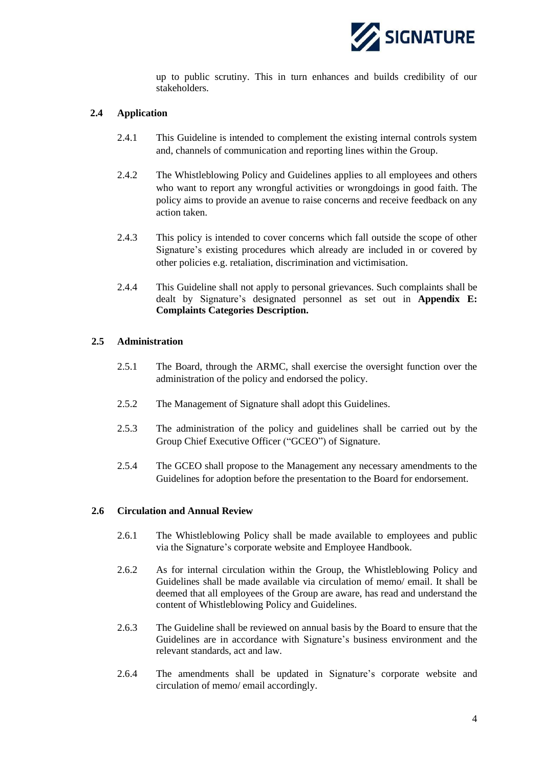up to public scrutiny. This in turn enhances and builds credibility of our stakeholders.

### 2.4 Application

2.4.1 This Guideline is intended to complement the existing internal controls system and, channels of communication and reporting lines within the Group.

2.4.2 The Whistleblowing Policy and Guidelines applies to all employees and others who want to report any wrongful activities or wrongdoings in good faith. The policy aims to provide an avenue to raise concerns and receive feedback on any action taken.

2.4.3 This policy is intended to cover concerns which fall outside the scope of other Signature's existing procedures which already are included in or covered by other policies e.g. retaliation, discrimination and victimisation.

2.4.4 This Guideline shall not apply to personal grievances. Such complaints shall be dealt by Signature's designated personnel as set out in **Appendix E: Complaints Categories Description.**

### 2.5 Administration

2.5.1 The Board, through the ARMC, shall exercise the oversight function over the administration of the policy and endorsed the policy.

2.5.2 The Management of Signature shall adopt this Guidelines.

2.5.3 The administration of the policy and guidelines shall be carried out by the Group Chief Executive Officer ("GCEO") of Signature.

2.5.4 The GCEO shall propose to the Management any necessary amendments to the Guidelines for adoption before the presentation to the Board for endorsement.

### 2.6 Circulation and Annual Review

2.6.1 The Whistleblowing Policy shall be made available to employees and public via the Signature's corporate website and Employee Handbook.

2.6.2 As for internal circulation within the Group, the Whistleblowing Policy and Guidelines shall be made available via circulation of memo/ email. It shall be deemed that all employees of the Group are aware, has read and understand the content of Whistleblowing Policy and Guidelines.

2.6.3 The Guideline shall be reviewed on annual basis by the Board to ensure that the Guidelines are in accordance with Signature's business environment and the relevant standards, act and law.

2.6.4 The amendments shall be updated in Signature's corporate website and circulation of memo/ email accordingly.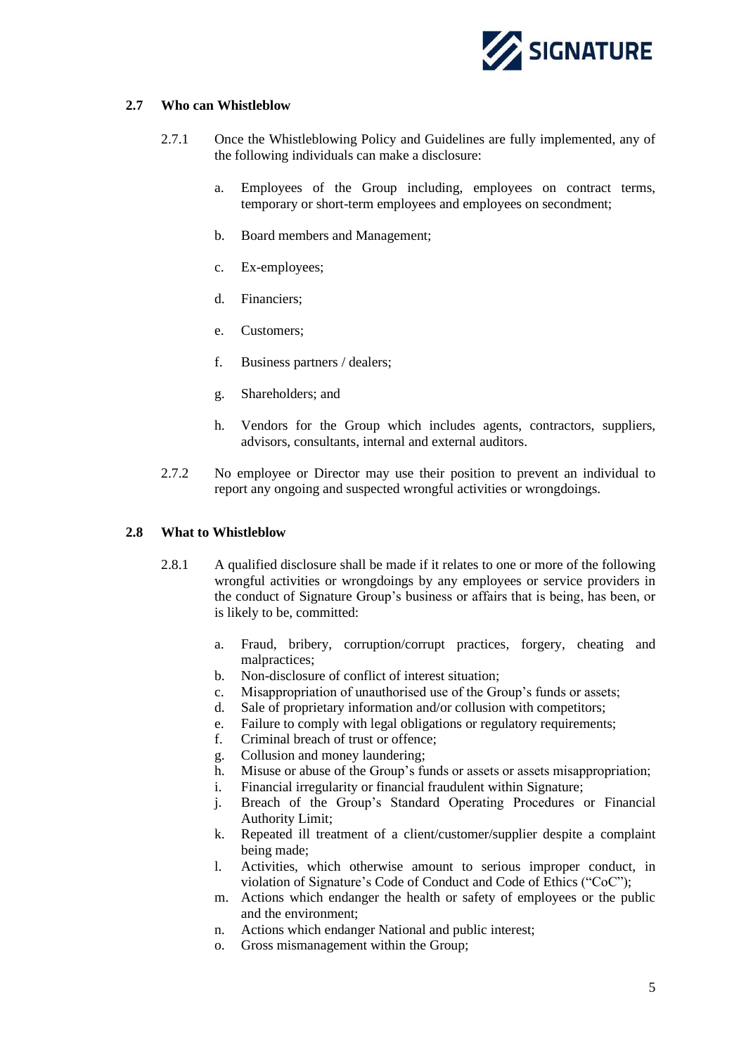### 2.7 Who can Whistleblow

2.7.1 Once the Whistleblowing Policy and Guidelines are fully implemented, any of the following individuals can make a disclosure:

a. Employees of the Group including, employees on contract terms, temporary or short-term employees and employees on secondment;

b. Board members and Management;

c. Ex-employees;

d. Financiers;

e. Customers;

f. Business partners / dealers;

g. Shareholders; and

h. Vendors for the Group which includes agents, contractors, suppliers, advisors, consultants, internal and external auditors.

2.7.2 No employee or Director may use their position to prevent an individual to report any ongoing and suspected wrongful activities or wrongdoings.

### 2.8 What to Whistleblow

2.8.1 A qualified disclosure shall be made if it relates to one or more of the following wrongful activities or wrongdoings by any employees or service providers in the conduct of Signature Group's business or affairs that is being, has been, or is likely to be, committed:

a. Fraud, bribery, corruption/corrupt practices, forgery, cheating and malpractices;
b. Non-disclosure of conflict of interest situation;
c. Misappropriation of unauthorised use of the Group's funds or assets;
d. Sale of proprietary information and/or collusion with competitors;
e. Failure to comply with legal obligations or regulatory requirements;
f. Criminal breach of trust or offence;
g. Collusion and money laundering;
h. Misuse or abuse of the Group's funds or assets or assets misappropriation;
i. Financial irregularity or financial fraudulent within Signature;
j. Breach of the Group's Standard Operating Procedures or Financial Authority Limit;
k. Repeated ill treatment of a client/customer/supplier despite a complaint being made;
l. Activities, which otherwise amount to serious improper conduct, in violation of Signature's Code of Conduct and Code of Ethics ("CoC");
m. Actions which endanger the health or safety of employees or the public and the environment;
n. Actions which endanger National and public interest;
o. Gross mismanagement within the Group;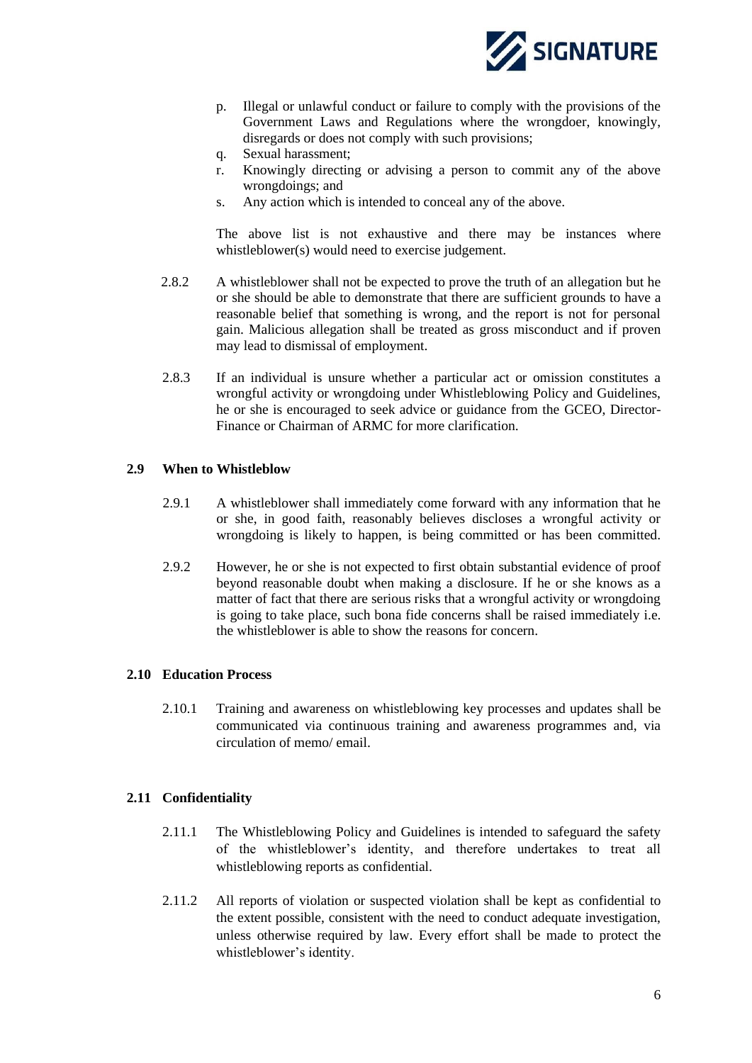p. Illegal or unlawful conduct or failure to comply with the provisions of the Government Laws and Regulations where the wrongdoer, knowingly, disregards or does not comply with such provisions;
q. Sexual harassment;
r. Knowingly directing or advising a person to commit any of the above wrongdoings; and
s. Any action which is intended to conceal any of the above.

The above list is not exhaustive and there may be instances where whistleblower(s) would need to exercise judgement.

2.8.2 A whistleblower shall not be expected to prove the truth of an allegation but he or she should be able to demonstrate that there are sufficient grounds to have a reasonable belief that something is wrong, and the report is not for personal gain. Malicious allegation shall be treated as gross misconduct and if proven may lead to dismissal of employment.

2.8.3 If an individual is unsure whether a particular act or omission constitutes a wrongful activity or wrongdoing under Whistleblowing Policy and Guidelines, he or she is encouraged to seek advice or guidance from the GCEO, Director-Finance or Chairman of ARMC for more clarification.

### 2.9 When to Whistleblow

2.9.1 A whistleblower shall immediately come forward with any information that he or she, in good faith, reasonably believes discloses a wrongful activity or wrongdoing is likely to happen, is being committed or has been committed.

2.9.2 However, he or she is not expected to first obtain substantial evidence of proof beyond reasonable doubt when making a disclosure. If he or she knows as a matter of fact that there are serious risks that a wrongful activity or wrongdoing is going to take place, such bona fide concerns shall be raised immediately i.e. the whistleblower is able to show the reasons for concern.

### 2.10 Education Process

2.10.1 Training and awareness on whistleblowing key processes and updates shall be communicated via continuous training and awareness programmes and, via circulation of memo/ email.

### 2.11 Confidentiality

2.11.1 The Whistleblowing Policy and Guidelines is intended to safeguard the safety of the whistleblower's identity, and therefore undertakes to treat all whistleblowing reports as confidential.

2.11.2 All reports of violation or suspected violation shall be kept as confidential to the extent possible, consistent with the need to conduct adequate investigation, unless otherwise required by law. Every effort shall be made to protect the whistleblower's identity.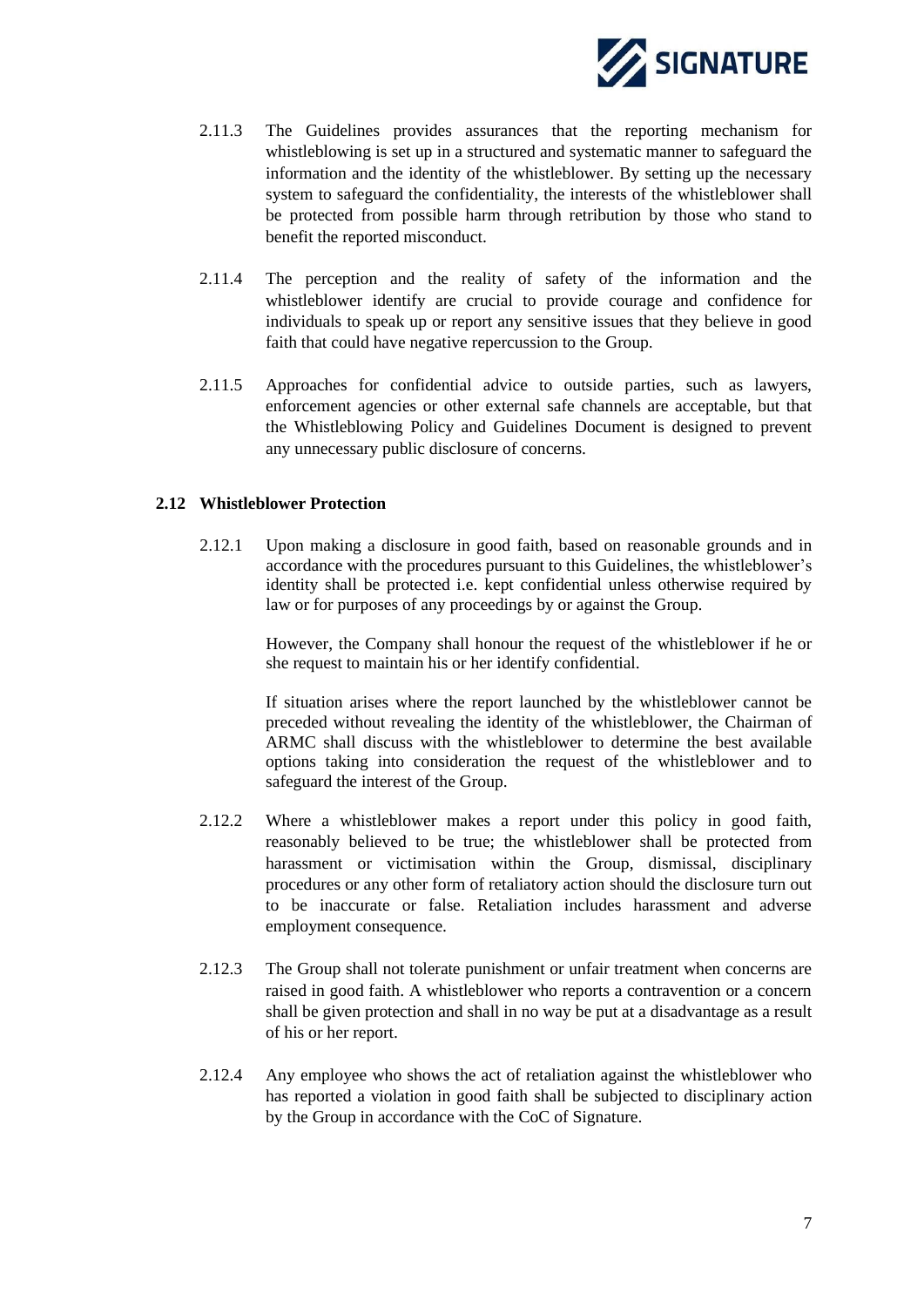2.11.3 The Guidelines provides assurances that the reporting mechanism for whistleblowing is set up in a structured and systematic manner to safeguard the information and the identity of the whistleblower. By setting up the necessary system to safeguard the confidentiality, the interests of the whistleblower shall be protected from possible harm through retribution by those who stand to benefit the reported misconduct.

2.11.4 The perception and the reality of safety of the information and the whistleblower identify are crucial to provide courage and confidence for individuals to speak up or report any sensitive issues that they believe in good faith that could have negative repercussion to the Group.

2.11.5 Approaches for confidential advice to outside parties, such as lawyers, enforcement agencies or other external safe channels are acceptable, but that the Whistleblowing Policy and Guidelines Document is designed to prevent any unnecessary public disclosure of concerns.

### 2.12 Whistleblower Protection

2.12.1 Upon making a disclosure in good faith, based on reasonable grounds and in accordance with the procedures pursuant to this Guidelines, the whistleblower's identity shall be protected i.e. kept confidential unless otherwise required by law or for purposes of any proceedings by or against the Group.

However, the Company shall honour the request of the whistleblower if he or she request to maintain his or her identify confidential.

If situation arises where the report launched by the whistleblower cannot be preceded without revealing the identity of the whistleblower, the Chairman of ARMC shall discuss with the whistleblower to determine the best available options taking into consideration the request of the whistleblower and to safeguard the interest of the Group.

2.12.2 Where a whistleblower makes a report under this policy in good faith, reasonably believed to be true; the whistleblower shall be protected from harassment or victimisation within the Group, dismissal, disciplinary procedures or any other form of retaliatory action should the disclosure turn out to be inaccurate or false. Retaliation includes harassment and adverse employment consequence.

2.12.3 The Group shall not tolerate punishment or unfair treatment when concerns are raised in good faith. A whistleblower who reports a contravention or a concern shall be given protection and shall in no way be put at a disadvantage as a result of his or her report.

2.12.4 Any employee who shows the act of retaliation against the whistleblower who has reported a violation in good faith shall be subjected to disciplinary action by the Group in accordance with the CoC of Signature.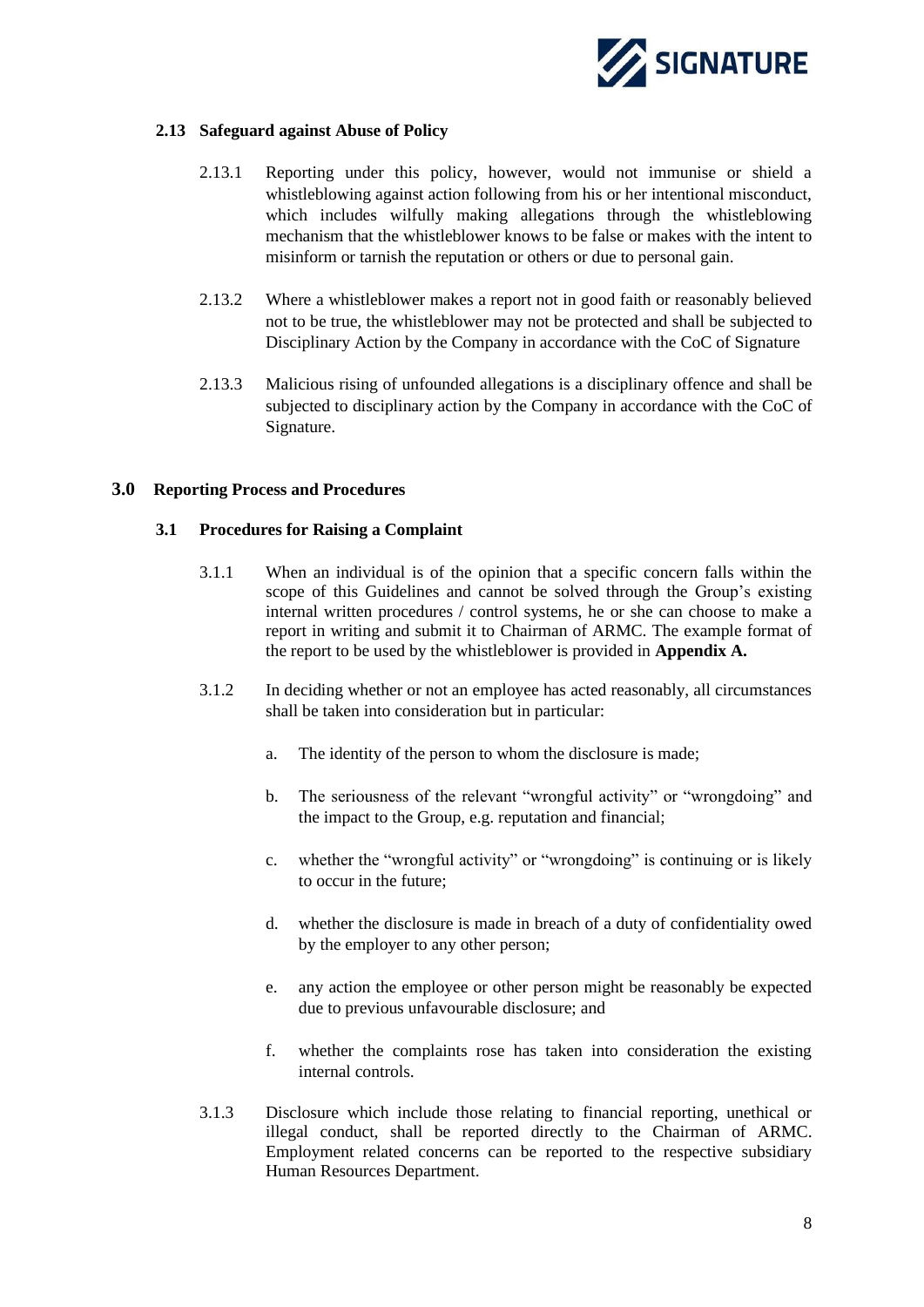### 2.13 Safeguard against Abuse of Policy

2.13.1 Reporting under this policy, however, would not immunise or shield a whistleblowing against action following from his or her intentional misconduct, which includes wilfully making allegations through the whistleblowing mechanism that the whistleblower knows to be false or makes with the intent to misinform or tarnish the reputation or others or due to personal gain.

2.13.2 Where a whistleblower makes a report not in good faith or reasonably believed not to be true, the whistleblower may not be protected and shall be subjected to Disciplinary Action by the Company in accordance with the CoC of Signature

2.13.3 Malicious rising of unfounded allegations is a disciplinary offence and shall be subjected to disciplinary action by the Company in accordance with the CoC of Signature.

## 3.0 Reporting Process and Procedures

### 3.1 Procedures for Raising a Complaint

3.1.1 When an individual is of the opinion that a specific concern falls within the scope of this Guidelines and cannot be solved through the Group's existing internal written procedures / control systems, he or she can choose to make a report in writing and submit it to Chairman of ARMC. The example format of the report to be used by the whistleblower is provided in **Appendix A.**

3.1.2 In deciding whether or not an employee has acted reasonably, all circumstances shall be taken into consideration but in particular:

a. The identity of the person to whom the disclosure is made;

b. The seriousness of the relevant "wrongful activity" or "wrongdoing" and the impact to the Group, e.g. reputation and financial;

c. whether the "wrongful activity" or "wrongdoing" is continuing or is likely to occur in the future;

d. whether the disclosure is made in breach of a duty of confidentiality owed by the employer to any other person;

e. any action the employee or other person might be reasonably be expected due to previous unfavourable disclosure; and

f. whether the complaints rose has taken into consideration the existing internal controls.

3.1.3 Disclosure which include those relating to financial reporting, unethical or illegal conduct, shall be reported directly to the Chairman of ARMC. Employment related concerns can be reported to the respective subsidiary Human Resources Department.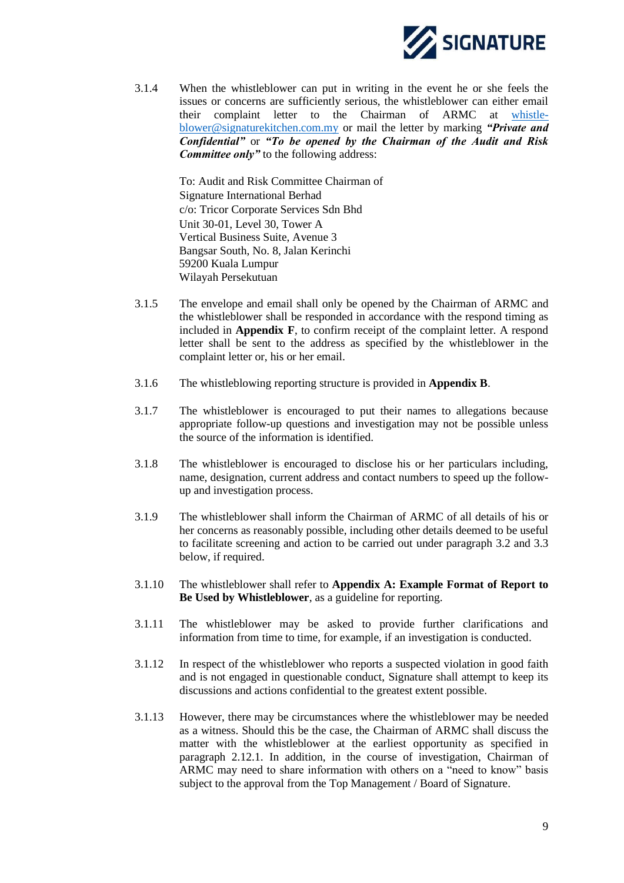3.1.4 When the whistleblower can put in writing in the event he or she feels the issues or concerns are sufficiently serious, the whistleblower can either email their complaint letter to the Chairman of ARMC at whistle-blower@signaturekitchen.com.my or mail the letter by marking ***"Private and Confidential"*** or ***"To be opened by the Chairman of the Audit and Risk Committee only"*** to the following address:

To: Audit and Risk Committee Chairman of
Signature International Berhad
c/o: Tricor Corporate Services Sdn Bhd
Unit 30-01, Level 30, Tower A
Vertical Business Suite, Avenue 3
Bangsar South, No. 8, Jalan Kerinchi
59200 Kuala Lumpur
Wilayah Persekutuan

3.1.5 The envelope and email shall only be opened by the Chairman of ARMC and the whistleblower shall be responded in accordance with the respond timing as included in **Appendix F**, to confirm receipt of the complaint letter. A respond letter shall be sent to the address as specified by the whistleblower in the complaint letter or, his or her email.

3.1.6 The whistleblowing reporting structure is provided in **Appendix B**.

3.1.7 The whistleblower is encouraged to put their names to allegations because appropriate follow-up questions and investigation may not be possible unless the source of the information is identified.

3.1.8 The whistleblower is encouraged to disclose his or her particulars including, name, designation, current address and contact numbers to speed up the follow-up and investigation process.

3.1.9 The whistleblower shall inform the Chairman of ARMC of all details of his or her concerns as reasonably possible, including other details deemed to be useful to facilitate screening and action to be carried out under paragraph 3.2 and 3.3 below, if required.

3.1.10 The whistleblower shall refer to **Appendix A: Example Format of Report to Be Used by Whistleblower**, as a guideline for reporting.

3.1.11 The whistleblower may be asked to provide further clarifications and information from time to time, for example, if an investigation is conducted.

3.1.12 In respect of the whistleblower who reports a suspected violation in good faith and is not engaged in questionable conduct, Signature shall attempt to keep its discussions and actions confidential to the greatest extent possible.

3.1.13 However, there may be circumstances where the whistleblower may be needed as a witness. Should this be the case, the Chairman of ARMC shall discuss the matter with the whistleblower at the earliest opportunity as specified in paragraph 2.12.1. In addition, in the course of investigation, Chairman of ARMC may need to share information with others on a "need to know" basis subject to the approval from the Top Management / Board of Signature.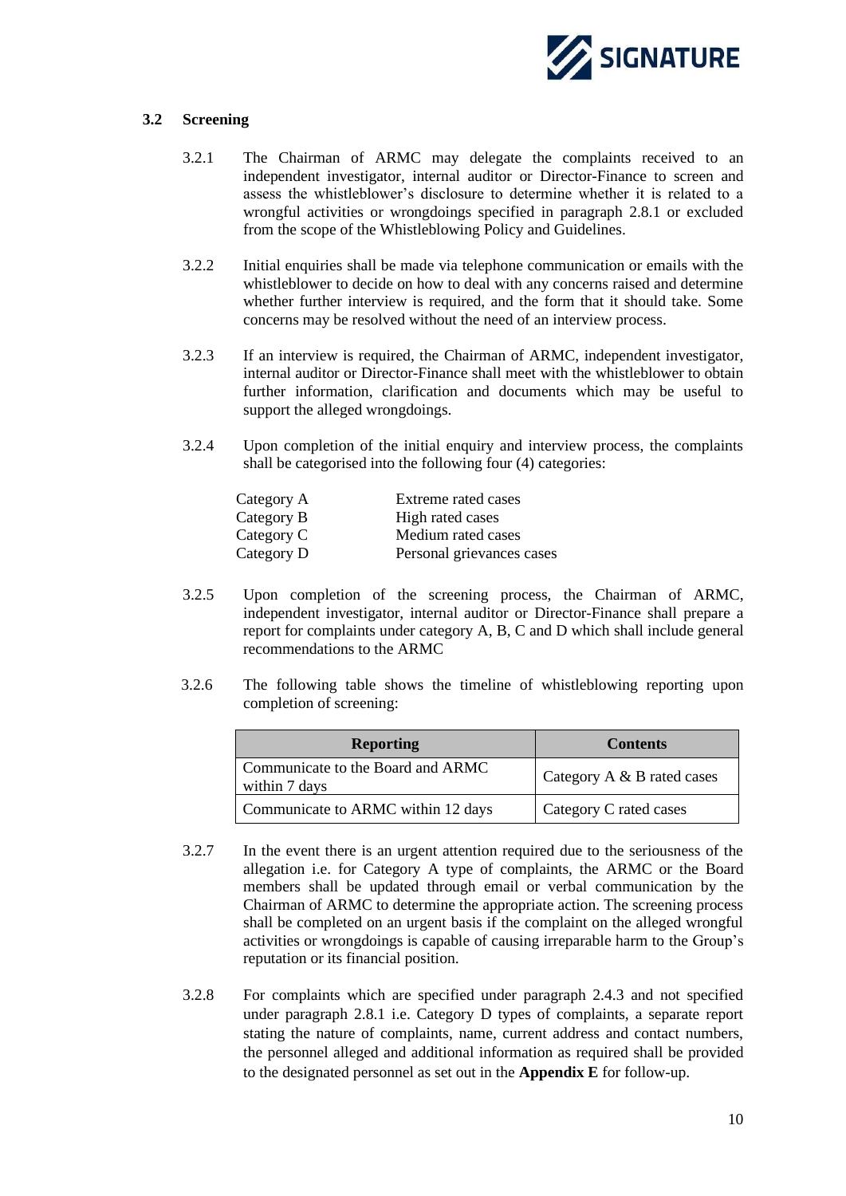### 3.2 Screening

3.2.1 The Chairman of ARMC may delegate the complaints received to an independent investigator, internal auditor or Director-Finance to screen and assess the whistleblower's disclosure to determine whether it is related to a wrongful activities or wrongdoings specified in paragraph 2.8.1 or excluded from the scope of the Whistleblowing Policy and Guidelines.

3.2.2 Initial enquiries shall be made via telephone communication or emails with the whistleblower to decide on how to deal with any concerns raised and determine whether further interview is required, and the form that it should take. Some concerns may be resolved without the need of an interview process.

3.2.3 If an interview is required, the Chairman of ARMC, independent investigator, internal auditor or Director-Finance shall meet with the whistleblower to obtain further information, clarification and documents which may be useful to support the alleged wrongdoings.

3.2.4 Upon completion of the initial enquiry and interview process, the complaints shall be categorised into the following four (4) categories:

| | |
|---|---|
| Category A | Extreme rated cases |
| Category B | High rated cases |
| Category C | Medium rated cases |
| Category D | Personal grievances cases |

3.2.5 Upon completion of the screening process, the Chairman of ARMC, independent investigator, internal auditor or Director-Finance shall prepare a report for complaints under category A, B, C and D which shall include general recommendations to the ARMC

3.2.6 The following table shows the timeline of whistleblowing reporting upon completion of screening:

| Reporting | Contents |
|---|---|
| Communicate to the Board and ARMC within 7 days | Category A & B rated cases |
| Communicate to ARMC within 12 days | Category C rated cases |

3.2.7 In the event there is an urgent attention required due to the seriousness of the allegation i.e. for Category A type of complaints, the ARMC or the Board members shall be updated through email or verbal communication by the Chairman of ARMC to determine the appropriate action. The screening process shall be completed on an urgent basis if the complaint on the alleged wrongful activities or wrongdoings is capable of causing irreparable harm to the Group's reputation or its financial position.

3.2.8 For complaints which are specified under paragraph 2.4.3 and not specified under paragraph 2.8.1 i.e. Category D types of complaints, a separate report stating the nature of complaints, name, current address and contact numbers, the personnel alleged and additional information as required shall be provided to the designated personnel as set out in the **Appendix E** for follow-up.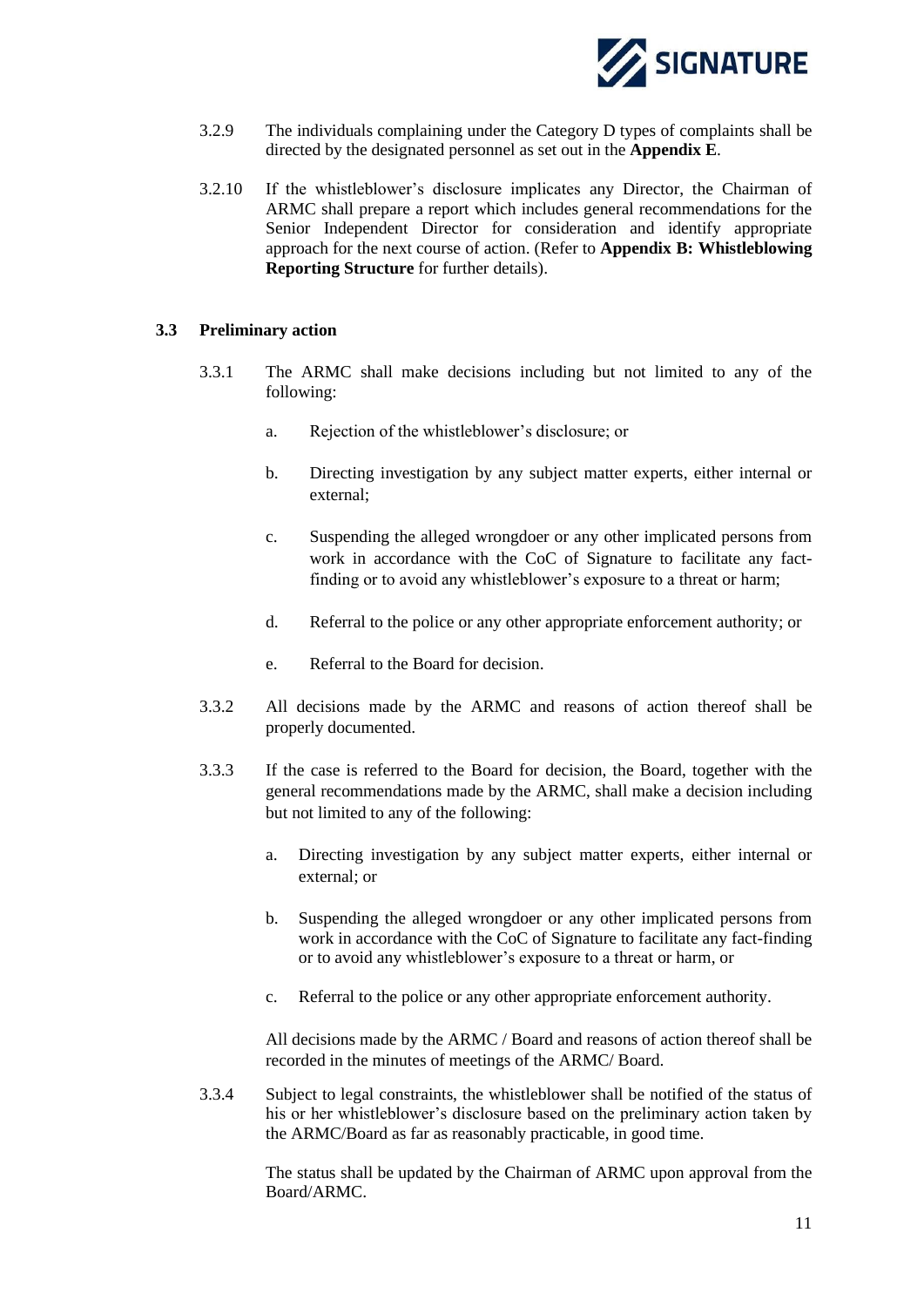3.2.9 The individuals complaining under the Category D types of complaints shall be directed by the designated personnel as set out in the **Appendix E**.

3.2.10 If the whistleblower's disclosure implicates any Director, the Chairman of ARMC shall prepare a report which includes general recommendations for the Senior Independent Director for consideration and identify appropriate approach for the next course of action. (Refer to **Appendix B: Whistleblowing Reporting Structure** for further details).

### 3.3 Preliminary action

3.3.1 The ARMC shall make decisions including but not limited to any of the following:

a. Rejection of the whistleblower's disclosure; or

b. Directing investigation by any subject matter experts, either internal or external;

c. Suspending the alleged wrongdoer or any other implicated persons from work in accordance with the CoC of Signature to facilitate any fact-finding or to avoid any whistleblower's exposure to a threat or harm;

d. Referral to the police or any other appropriate enforcement authority; or

e. Referral to the Board for decision.

3.3.2 All decisions made by the ARMC and reasons of action thereof shall be properly documented.

3.3.3 If the case is referred to the Board for decision, the Board, together with the general recommendations made by the ARMC, shall make a decision including but not limited to any of the following:

a. Directing investigation by any subject matter experts, either internal or external; or

b. Suspending the alleged wrongdoer or any other implicated persons from work in accordance with the CoC of Signature to facilitate any fact-finding or to avoid any whistleblower's exposure to a threat or harm, or

c. Referral to the police or any other appropriate enforcement authority.

All decisions made by the ARMC / Board and reasons of action thereof shall be recorded in the minutes of meetings of the ARMC/ Board.

3.3.4 Subject to legal constraints, the whistleblower shall be notified of the status of his or her whistleblower's disclosure based on the preliminary action taken by the ARMC/Board as far as reasonably practicable, in good time.

The status shall be updated by the Chairman of ARMC upon approval from the Board/ARMC.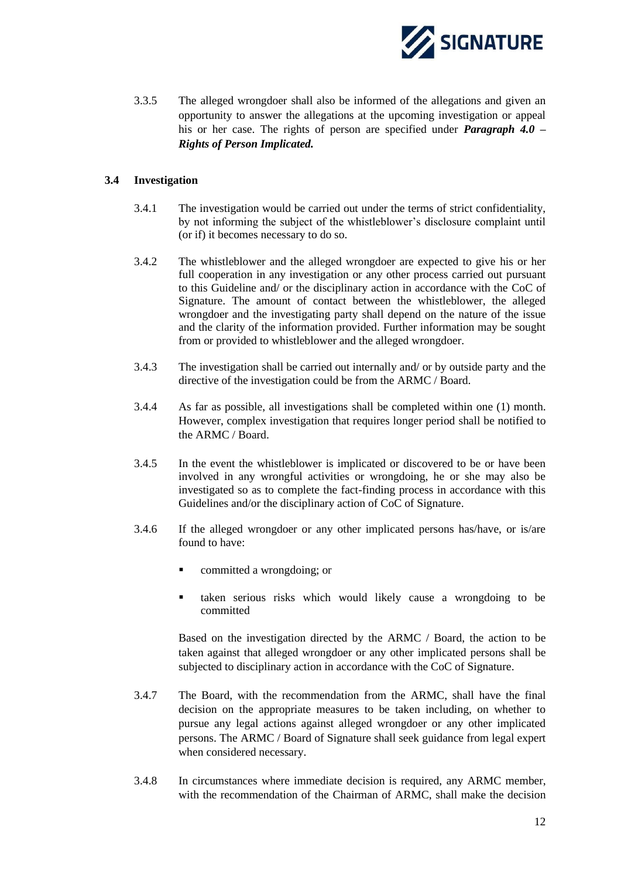3.3.5 The alleged wrongdoer shall also be informed of the allegations and given an opportunity to answer the allegations at the upcoming investigation or appeal his or her case. The rights of person are specified under ***Paragraph 4.0 – Rights of Person Implicated.***

### 3.4 Investigation

3.4.1 The investigation would be carried out under the terms of strict confidentiality, by not informing the subject of the whistleblower's disclosure complaint until (or if) it becomes necessary to do so.

3.4.2 The whistleblower and the alleged wrongdoer are expected to give his or her full cooperation in any investigation or any other process carried out pursuant to this Guideline and/ or the disciplinary action in accordance with the CoC of Signature. The amount of contact between the whistleblower, the alleged wrongdoer and the investigating party shall depend on the nature of the issue and the clarity of the information provided. Further information may be sought from or provided to whistleblower and the alleged wrongdoer.

3.4.3 The investigation shall be carried out internally and/ or by outside party and the directive of the investigation could be from the ARMC / Board.

3.4.4 As far as possible, all investigations shall be completed within one (1) month. However, complex investigation that requires longer period shall be notified to the ARMC / Board.

3.4.5 In the event the whistleblower is implicated or discovered to be or have been involved in any wrongful activities or wrongdoing, he or she may also be investigated so as to complete the fact-finding process in accordance with this Guidelines and/or the disciplinary action of CoC of Signature.

3.4.6 If the alleged wrongdoer or any other implicated persons has/have, or is/are found to have:

- committed a wrongdoing; or
- taken serious risks which would likely cause a wrongdoing to be committed

Based on the investigation directed by the ARMC / Board, the action to be taken against that alleged wrongdoer or any other implicated persons shall be subjected to disciplinary action in accordance with the CoC of Signature.

3.4.7 The Board, with the recommendation from the ARMC, shall have the final decision on the appropriate measures to be taken including, on whether to pursue any legal actions against alleged wrongdoer or any other implicated persons. The ARMC / Board of Signature shall seek guidance from legal expert when considered necessary.

3.4.8 In circumstances where immediate decision is required, any ARMC member, with the recommendation of the Chairman of ARMC, shall make the decision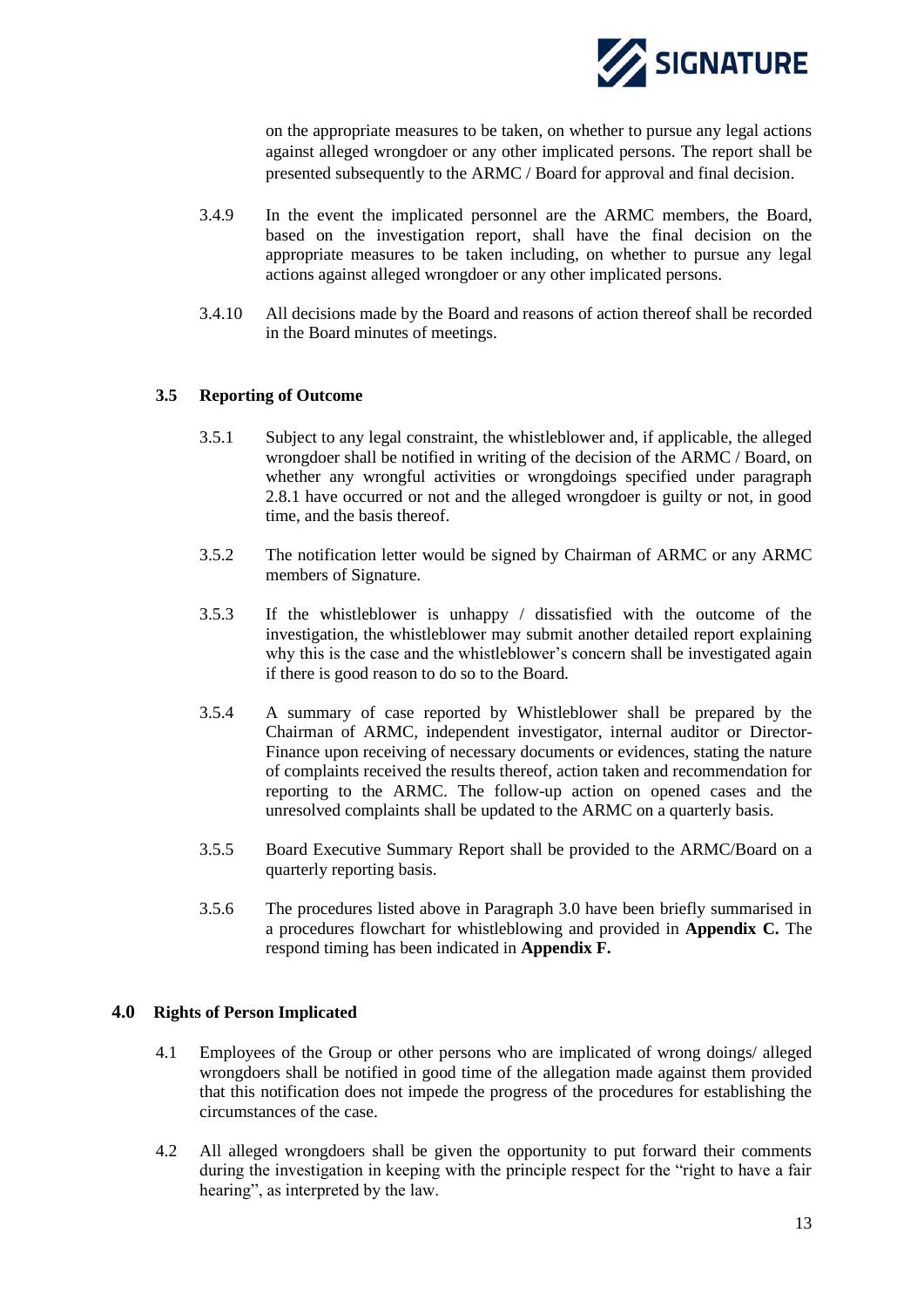on the appropriate measures to be taken, on whether to pursue any legal actions against alleged wrongdoer or any other implicated persons. The report shall be presented subsequently to the ARMC / Board for approval and final decision.

3.4.9 In the event the implicated personnel are the ARMC members, the Board, based on the investigation report, shall have the final decision on the appropriate measures to be taken including, on whether to pursue any legal actions against alleged wrongdoer or any other implicated persons.

3.4.10 All decisions made by the Board and reasons of action thereof shall be recorded in the Board minutes of meetings.

### 3.5 Reporting of Outcome

3.5.1 Subject to any legal constraint, the whistleblower and, if applicable, the alleged wrongdoer shall be notified in writing of the decision of the ARMC / Board, on whether any wrongful activities or wrongdoings specified under paragraph 2.8.1 have occurred or not and the alleged wrongdoer is guilty or not, in good time, and the basis thereof.

3.5.2 The notification letter would be signed by Chairman of ARMC or any ARMC members of Signature.

3.5.3 If the whistleblower is unhappy / dissatisfied with the outcome of the investigation, the whistleblower may submit another detailed report explaining why this is the case and the whistleblower's concern shall be investigated again if there is good reason to do so to the Board.

3.5.4 A summary of case reported by Whistleblower shall be prepared by the Chairman of ARMC, independent investigator, internal auditor or Director-Finance upon receiving of necessary documents or evidences, stating the nature of complaints received the results thereof, action taken and recommendation for reporting to the ARMC. The follow-up action on opened cases and the unresolved complaints shall be updated to the ARMC on a quarterly basis.

3.5.5 Board Executive Summary Report shall be provided to the ARMC/Board on a quarterly reporting basis.

3.5.6 The procedures listed above in Paragraph 3.0 have been briefly summarised in a procedures flowchart for whistleblowing and provided in **Appendix C.** The respond timing has been indicated in **Appendix F.**

## 4.0 Rights of Person Implicated

4.1 Employees of the Group or other persons who are implicated of wrong doings/ alleged wrongdoers shall be notified in good time of the allegation made against them provided that this notification does not impede the progress of the procedures for establishing the circumstances of the case.

4.2 All alleged wrongdoers shall be given the opportunity to put forward their comments during the investigation in keeping with the principle respect for the "right to have a fair hearing", as interpreted by the law.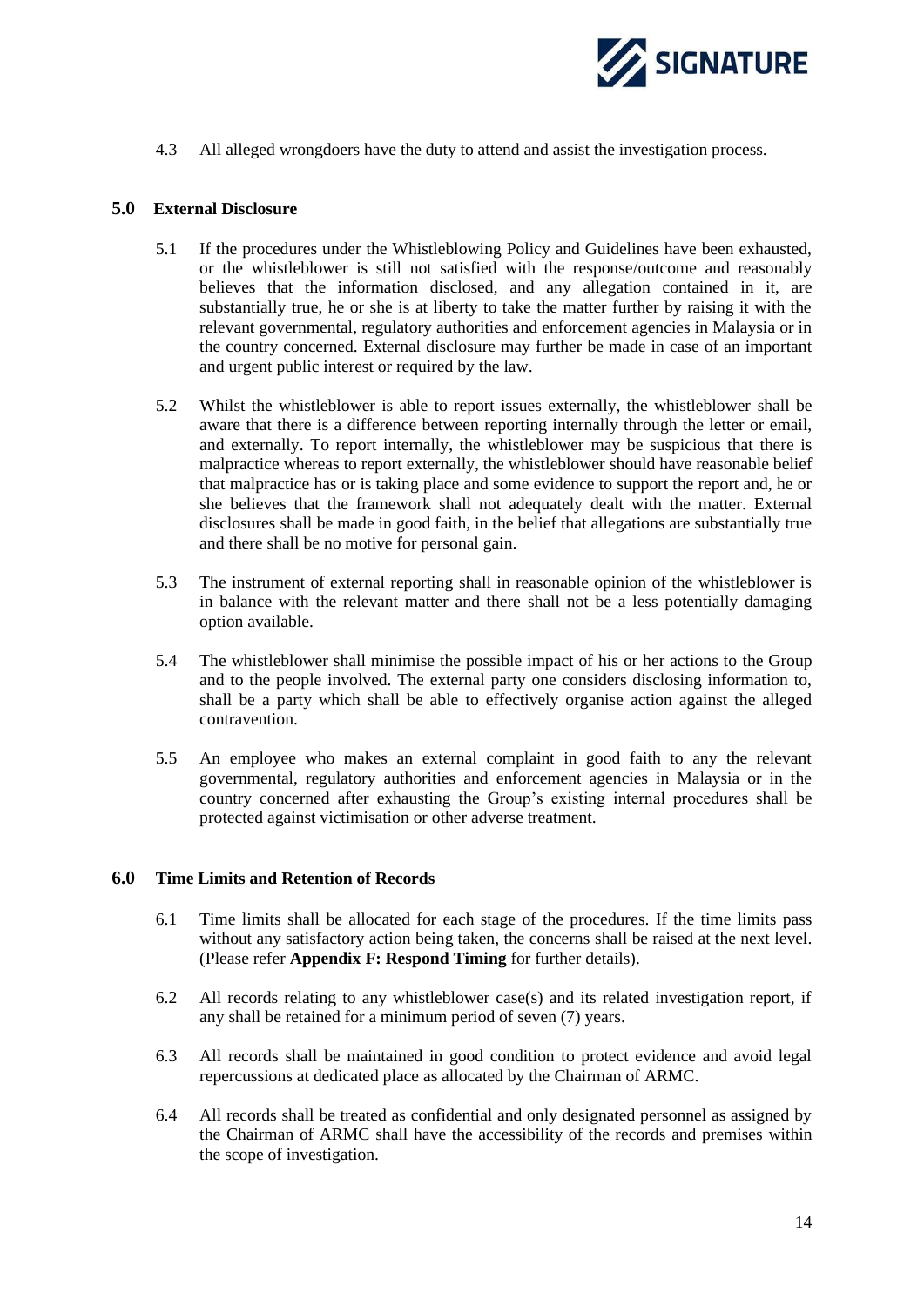4.3 All alleged wrongdoers have the duty to attend and assist the investigation process.

## 5.0 External Disclosure

5.1 If the procedures under the Whistleblowing Policy and Guidelines have been exhausted, or the whistleblower is still not satisfied with the response/outcome and reasonably believes that the information disclosed, and any allegation contained in it, are substantially true, he or she is at liberty to take the matter further by raising it with the relevant governmental, regulatory authorities and enforcement agencies in Malaysia or in the country concerned. External disclosure may further be made in case of an important and urgent public interest or required by the law.

5.2 Whilst the whistleblower is able to report issues externally, the whistleblower shall be aware that there is a difference between reporting internally through the letter or email, and externally. To report internally, the whistleblower may be suspicious that there is malpractice whereas to report externally, the whistleblower should have reasonable belief that malpractice has or is taking place and some evidence to support the report and, he or she believes that the framework shall not adequately dealt with the matter. External disclosures shall be made in good faith, in the belief that allegations are substantially true and there shall be no motive for personal gain.

5.3 The instrument of external reporting shall in reasonable opinion of the whistleblower is in balance with the relevant matter and there shall not be a less potentially damaging option available.

5.4 The whistleblower shall minimise the possible impact of his or her actions to the Group and to the people involved. The external party one considers disclosing information to, shall be a party which shall be able to effectively organise action against the alleged contravention.

5.5 An employee who makes an external complaint in good faith to any the relevant governmental, regulatory authorities and enforcement agencies in Malaysia or in the country concerned after exhausting the Group's existing internal procedures shall be protected against victimisation or other adverse treatment.

## 6.0 Time Limits and Retention of Records

6.1 Time limits shall be allocated for each stage of the procedures. If the time limits pass without any satisfactory action being taken, the concerns shall be raised at the next level. (Please refer **Appendix F: Respond Timing** for further details).

6.2 All records relating to any whistleblower case(s) and its related investigation report, if any shall be retained for a minimum period of seven (7) years.

6.3 All records shall be maintained in good condition to protect evidence and avoid legal repercussions at dedicated place as allocated by the Chairman of ARMC.

6.4 All records shall be treated as confidential and only designated personnel as assigned by the Chairman of ARMC shall have the accessibility of the records and premises within the scope of investigation.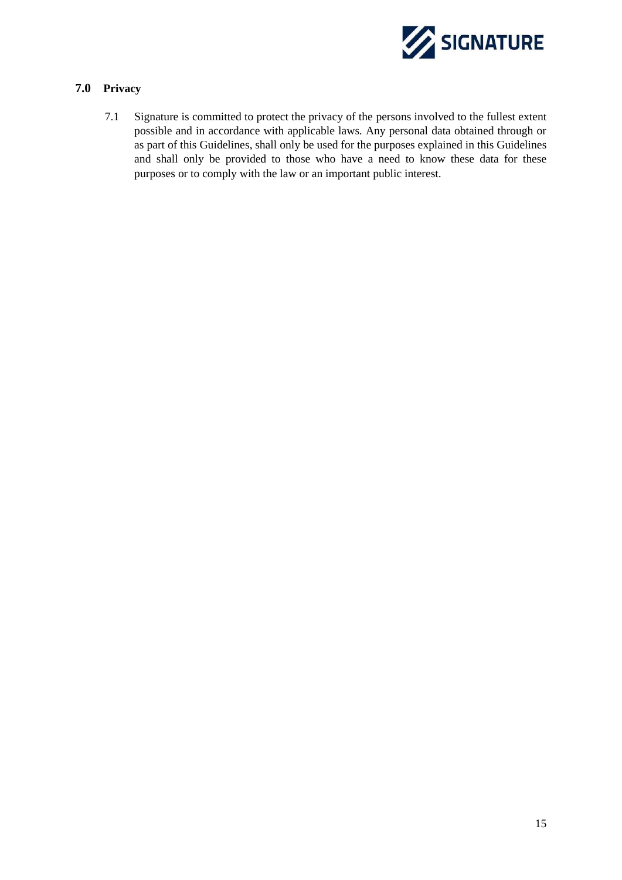## 7.0 Privacy

7.1 Signature is committed to protect the privacy of the persons involved to the fullest extent possible and in accordance with applicable laws. Any personal data obtained through or as part of this Guidelines, shall only be used for the purposes explained in this Guidelines and shall only be provided to those who have a need to know these data for these purposes or to comply with the law or an important public interest.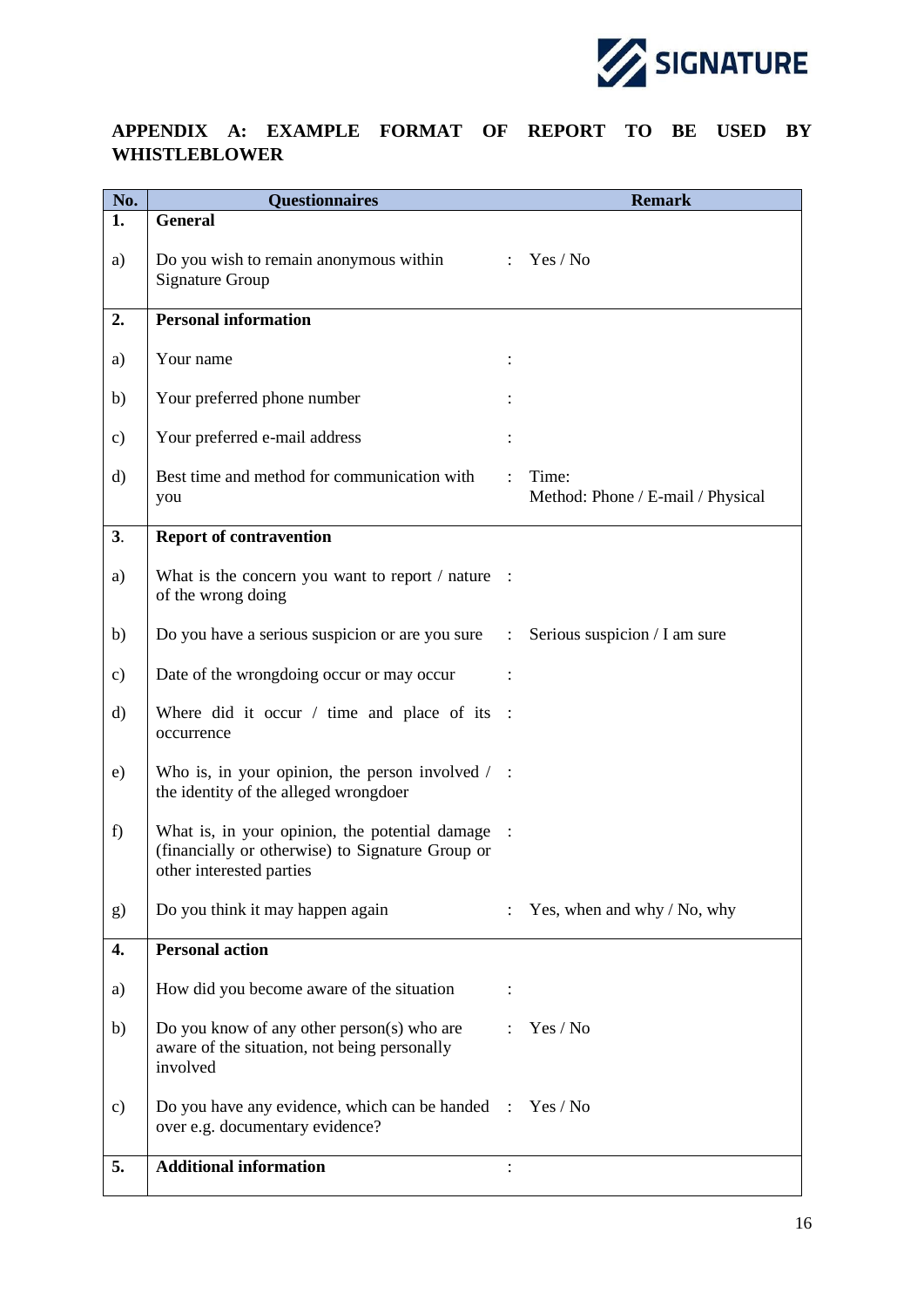## APPENDIX A: EXAMPLE FORMAT OF REPORT TO BE USED BY WHISTLEBLOWER

| No. | Questionnaires | | Remark |
|---|---|---|---|
| **1.** | **General** | | |
| a) | Do you wish to remain anonymous within Signature Group | : | Yes / No |
| **2.** | **Personal information** | | |
| a) | Your name | : | |
| b) | Your preferred phone number | : | |
| c) | Your preferred e-mail address | : | |
| d) | Best time and method for communication with you | : | Time:<br>Method: Phone / E-mail / Physical |
| **3.** | **Report of contravention** | | |
| a) | What is the concern you want to report / nature of the wrong doing | : | |
| b) | Do you have a serious suspicion or are you sure | : | Serious suspicion / I am sure |
| c) | Date of the wrongdoing occur or may occur | : | |
| d) | Where did it occur / time and place of its occurrence | : | |
| e) | Who is, in your opinion, the person involved / the identity of the alleged wrongdoer | : | |
| f) | What is, in your opinion, the potential damage (financially or otherwise) to Signature Group or other interested parties | : | |
| g) | Do you think it may happen again | : | Yes, when and why / No, why |
| **4.** | **Personal action** | | |
| a) | How did you become aware of the situation | : | |
| b) | Do you know of any other person(s) who are aware of the situation, not being personally involved | : | Yes / No |
| c) | Do you have any evidence, which can be handed over e.g. documentary evidence? | : | Yes / No |
| **5.** | **Additional information** | : | |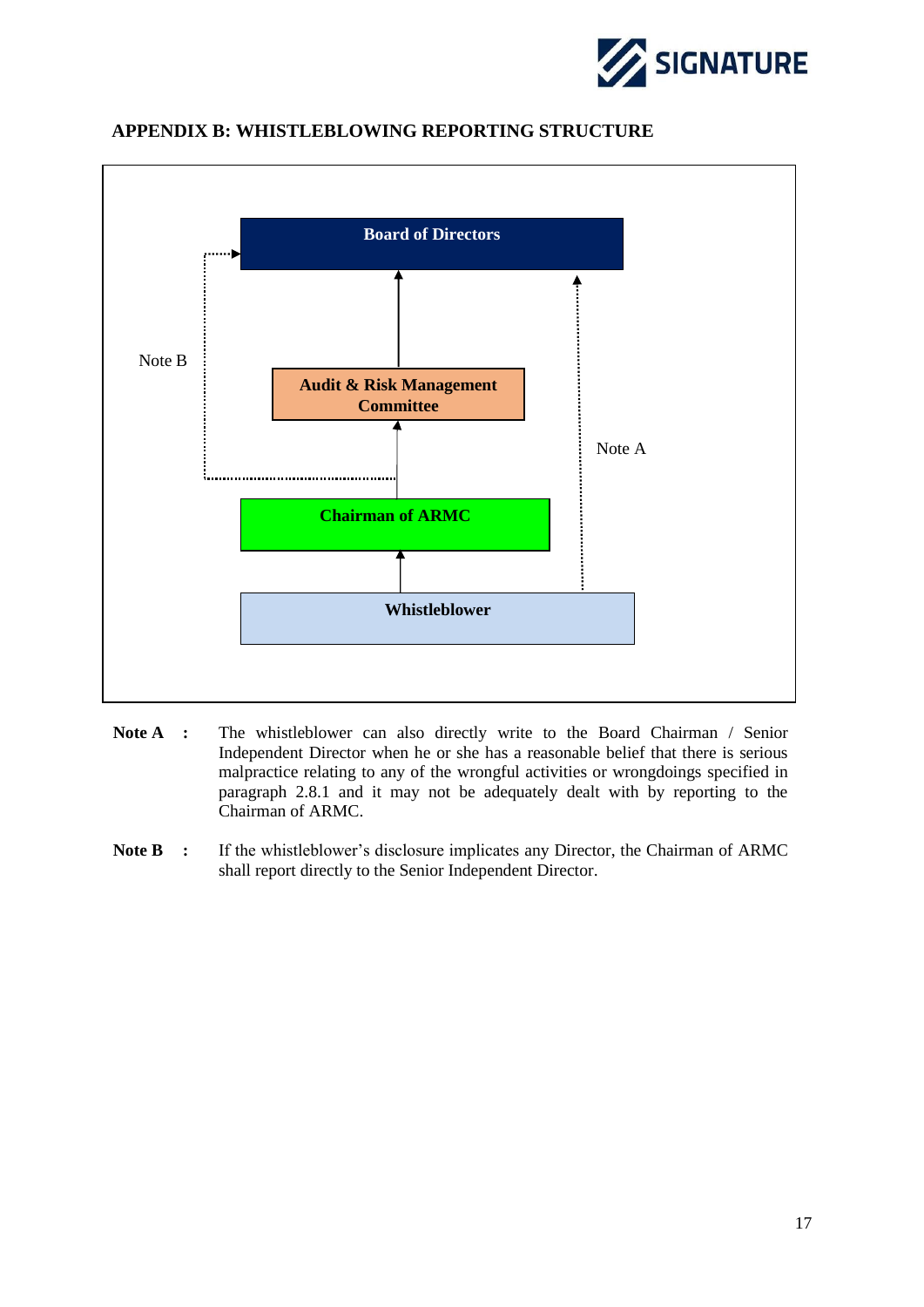## APPENDIX B: WHISTLEBLOWING REPORTING STRUCTURE

Board of Directors

Audit & Risk Management Committee

Chairman of ARMC

Whistleblower

Note A

Note B

**Note A** : The whistleblower can also directly write to the Board Chairman / Senior Independent Director when he or she has a reasonable belief that there is serious malpractice relating to any of the wrongful activities or wrongdoings specified in paragraph 2.8.1 and it may not be adequately dealt with by reporting to the Chairman of ARMC.

**Note B** : If the whistleblower's disclosure implicates any Director, the Chairman of ARMC shall report directly to the Senior Independent Director.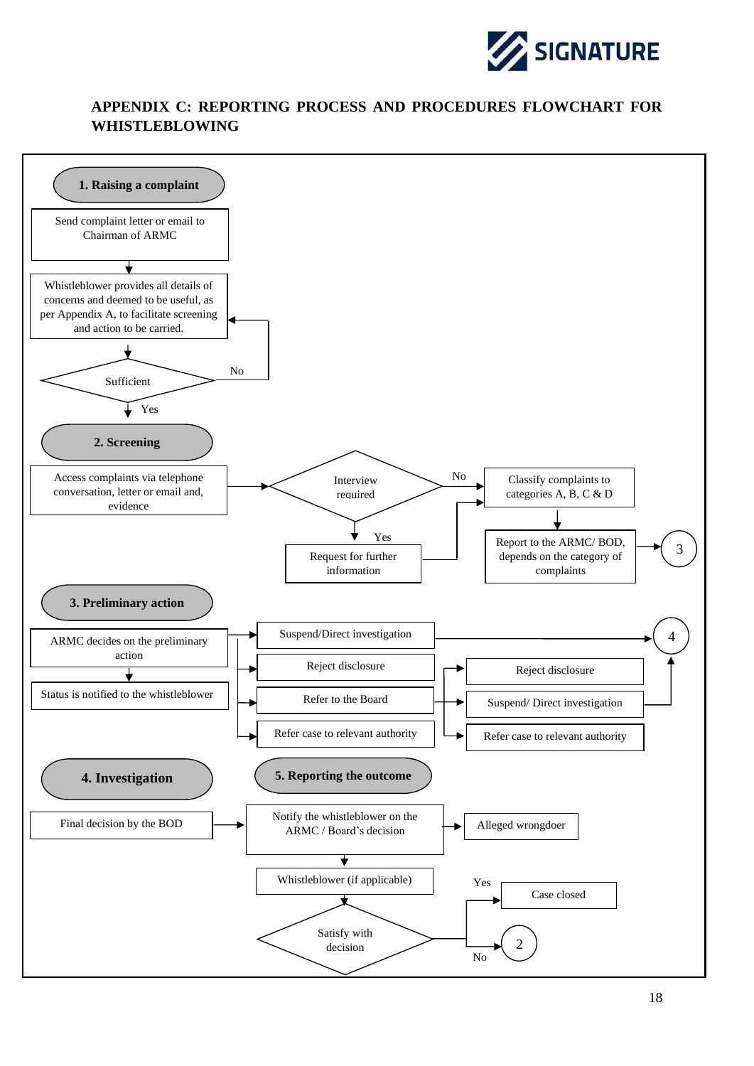## APPENDIX C: REPORTING PROCESS AND PROCEDURES FLOWCHART FOR WHISTLEBLOWING

### 1. Raising a complaint

- Send complaint letter or email to Chairman of ARMC
- Whistleblower provides all details of concerns and deemed to be useful, as per Appendix A, to facilitate screening and action to be carried.
- Sufficient?
  - No → back to "Whistleblower provides all details of concerns..."
  - Yes → 2. Screening

### 2. Screening

- Access complaints via telephone conversation, letter or email and, evidence
- Interview required?
  - No → Classify complaints to categories A, B, C & D
  - Yes → Request for further information → Classify complaints to categories A, B, C & D
- Classify complaints to categories A, B, C & D → Report to the ARMC/ BOD, depends on the category of complaints → 3

### 3. Preliminary action

- ARMC decides on the preliminary action → Status is notified to the whistleblower
- ARMC decides on the preliminary action:
  - Suspend/Direct investigation → 4
  - Reject disclosure
  - Refer to the Board
    - Reject disclosure
    - Suspend/ Direct investigation → 4
    - Refer case to relevant authority
  - Refer case to relevant authority

### 4. Investigation

- Final decision by the BOD → Notify the whistleblower on the ARMC / Board's decision

### 5. Reporting the outcome

- Notify the whistleblower on the ARMC / Board's decision → Alleged wrongdoer
- Notify the whistleblower on the ARMC / Board's decision → Whistleblower (if applicable)
- Satisfy with decision?
  - Yes → Case closed
  - No → 2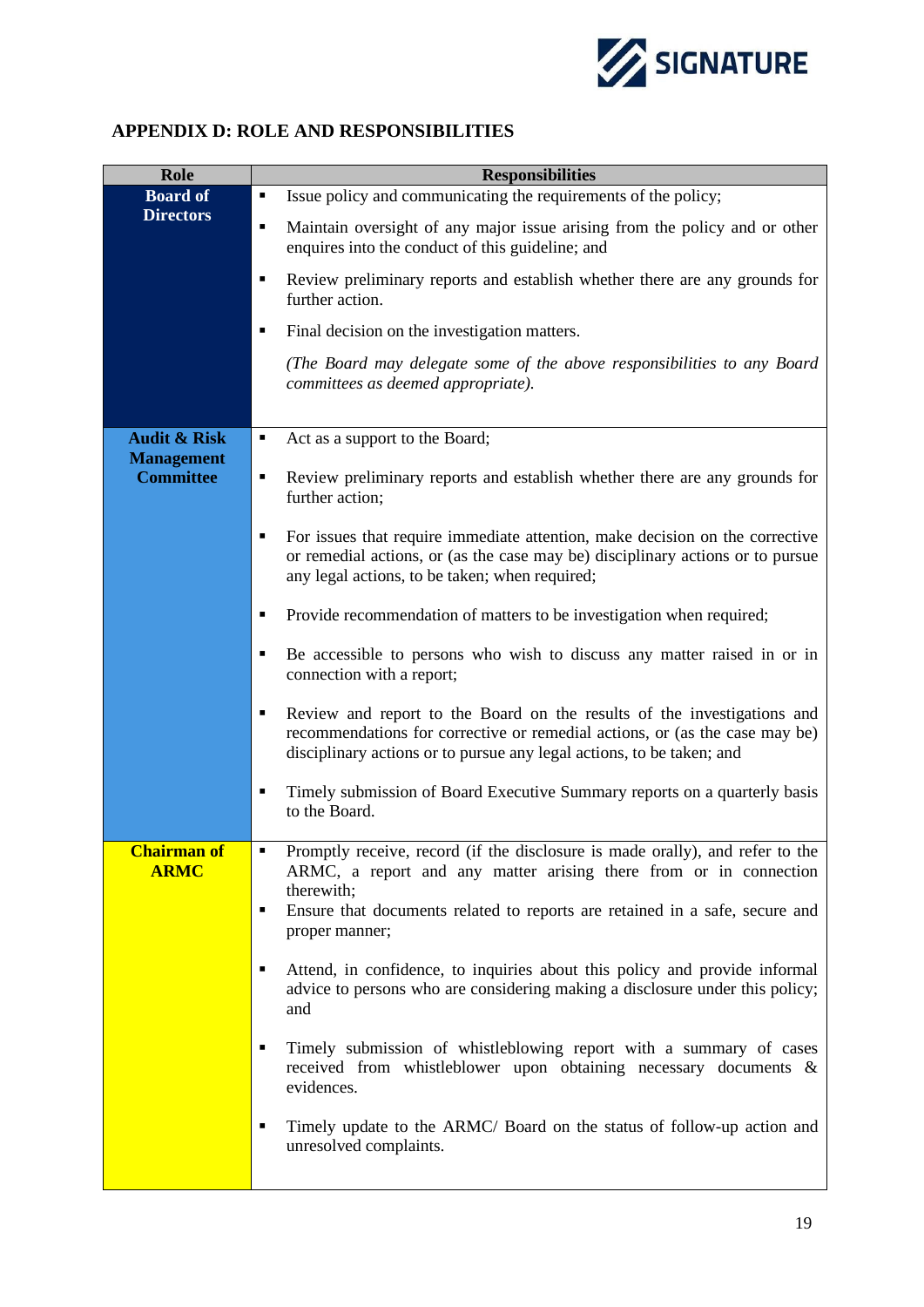## APPENDIX D: ROLE AND RESPONSIBILITIES

| Role | Responsibilities |
|---|---|
| **Board of Directors** | ▪ Issue policy and communicating the requirements of the policy;<br>▪ Maintain oversight of any major issue arising from the policy and or other enquires into the conduct of this guideline; and<br>▪ Review preliminary reports and establish whether there are any grounds for further action.<br>▪ Final decision on the investigation matters.<br>*(The Board may delegate some of the above responsibilities to any Board committees as deemed appropriate).* |
| **Audit & Risk Management Committee** | ▪ Act as a support to the Board;<br>▪ Review preliminary reports and establish whether there are any grounds for further action;<br>▪ For issues that require immediate attention, make decision on the corrective or remedial actions, or (as the case may be) disciplinary actions or to pursue any legal actions, to be taken; when required;<br>▪ Provide recommendation of matters to be investigation when required;<br>▪ Be accessible to persons who wish to discuss any matter raised in or in connection with a report;<br>▪ Review and report to the Board on the results of the investigations and recommendations for corrective or remedial actions, or (as the case may be) disciplinary actions or to pursue any legal actions, to be taken; and<br>▪ Timely submission of Board Executive Summary reports on a quarterly basis to the Board. |
| **Chairman of ARMC** | ▪ Promptly receive, record (if the disclosure is made orally), and refer to the ARMC, a report and any matter arising there from or in connection therewith;<br>▪ Ensure that documents related to reports are retained in a safe, secure and proper manner;<br>▪ Attend, in confidence, to inquiries about this policy and provide informal advice to persons who are considering making a disclosure under this policy; and<br>▪ Timely submission of whistleblowing report with a summary of cases received from whistleblower upon obtaining necessary documents & evidences.<br>▪ Timely update to the ARMC/ Board on the status of follow-up action and unresolved complaints. |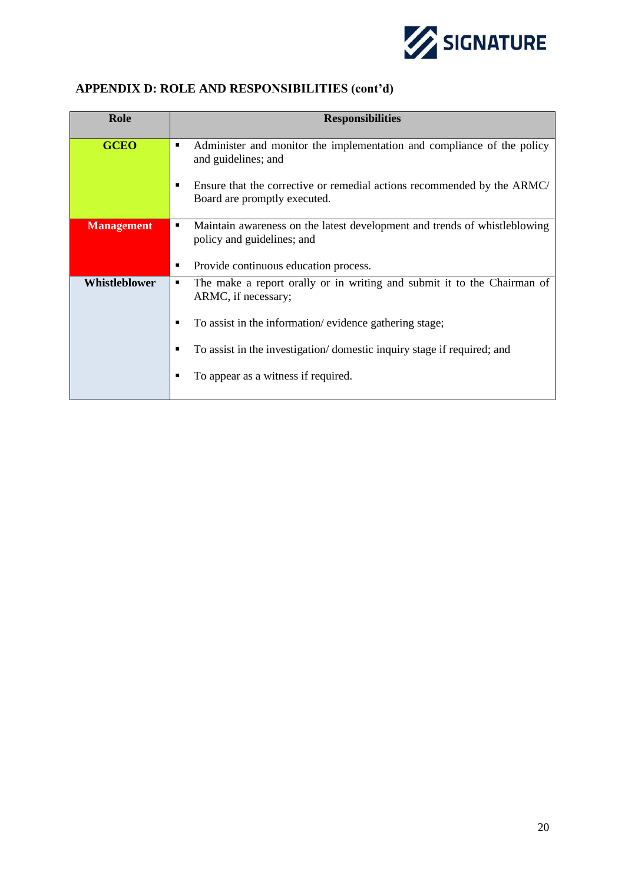## APPENDIX D: ROLE AND RESPONSIBILITIES (cont'd)

| Role | Responsibilities |
|---|---|
| **GCEO** | ▪ Administer and monitor the implementation and compliance of the policy and guidelines; and<br><br>▪ Ensure that the corrective or remedial actions recommended by the ARMC/ Board are promptly executed. |
| **Management** | ▪ Maintain awareness on the latest development and trends of whistleblowing policy and guidelines; and<br><br>▪ Provide continuous education process. |
| **Whistleblower** | ▪ The make a report orally or in writing and submit it to the Chairman of ARMC, if necessary;<br><br>▪ To assist in the information/ evidence gathering stage;<br><br>▪ To assist in the investigation/ domestic inquiry stage if required; and<br><br>▪ To appear as a witness if required. |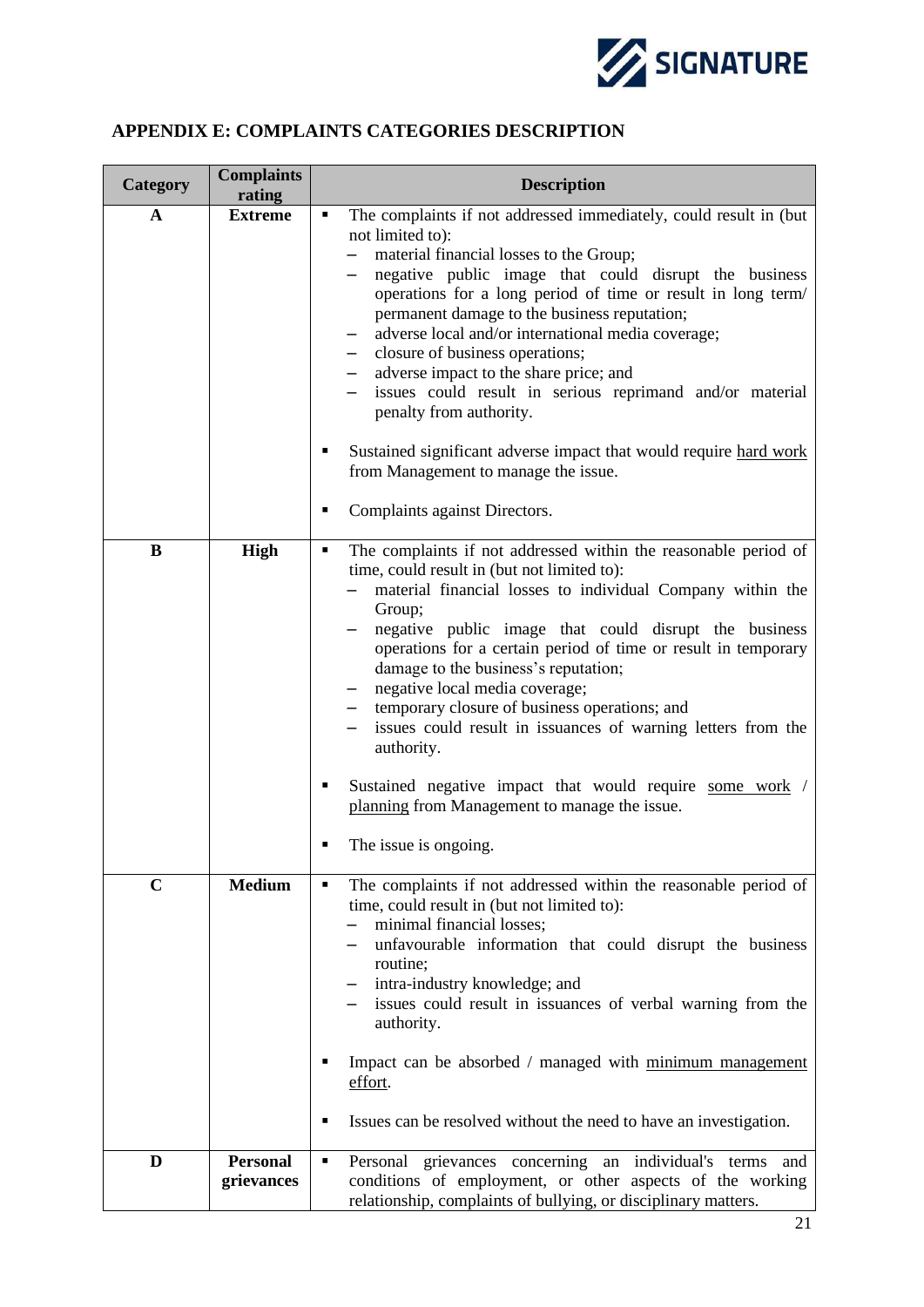## APPENDIX E: COMPLAINTS CATEGORIES DESCRIPTION

| Category | Complaints rating | Description |
|---|---|---|
| **A** | **Extreme** | ▪ The complaints if not addressed immediately, could result in (but not limited to):<br>– material financial losses to the Group;<br>– negative public image that could disrupt the business operations for a long period of time or result in long term/ permanent damage to the business reputation;<br>– adverse local and/or international media coverage;<br>– closure of business operations;<br>– adverse impact to the share price; and<br>– issues could result in serious reprimand and/or material penalty from authority.<br><br>▪ Sustained significant adverse impact that would require <u>hard work</u> from Management to manage the issue.<br><br>▪ Complaints against Directors. |
| **B** | **High** | ▪ The complaints if not addressed within the reasonable period of time, could result in (but not limited to):<br>– material financial losses to individual Company within the Group;<br>– negative public image that could disrupt the business operations for a certain period of time or result in temporary damage to the business's reputation;<br>– negative local media coverage;<br>– temporary closure of business operations; and<br>– issues could result in issuances of warning letters from the authority.<br><br>▪ Sustained negative impact that would require <u>some work</u> / <u>planning</u> from Management to manage the issue.<br><br>▪ The issue is ongoing. |
| **C** | **Medium** | ▪ The complaints if not addressed within the reasonable period of time, could result in (but not limited to):<br>– minimal financial losses;<br>– unfavourable information that could disrupt the business routine;<br>– intra-industry knowledge; and<br>– issues could result in issuances of verbal warning from the authority.<br><br>▪ Impact can be absorbed / managed with <u>minimum management effort</u>.<br><br>▪ Issues can be resolved without the need to have an investigation. |
| **D** | **Personal grievances** | ▪ Personal grievances concerning an individual's terms and conditions of employment, or other aspects of the working relationship, complaints of bullying, or disciplinary matters. |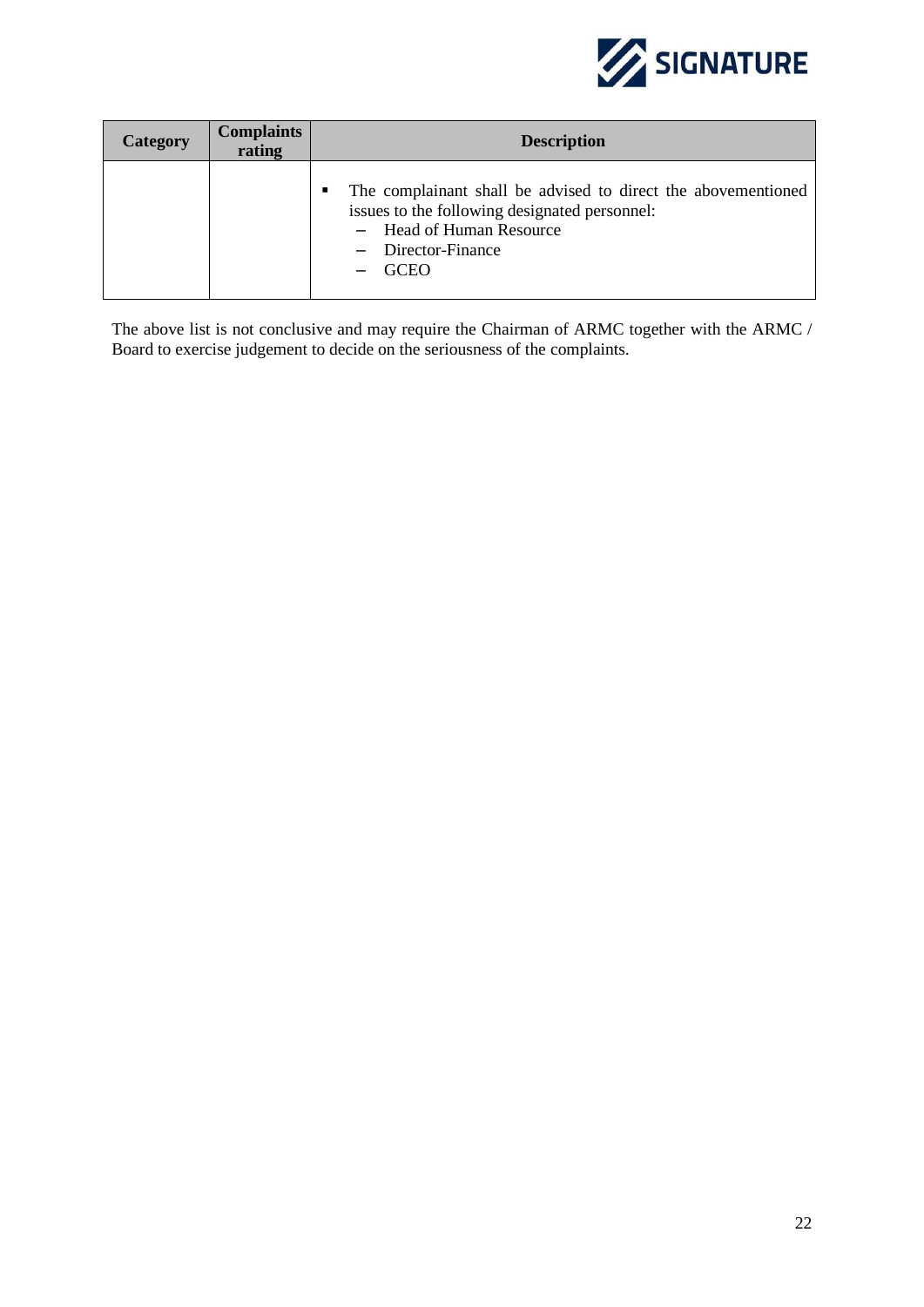| Category | Complaints rating | Description |
|---|---|---|
| | | ▪ The complainant shall be advised to direct the abovementioned issues to the following designated personnel:<br>– Head of Human Resource<br>– Director-Finance<br>– GCEO |

The above list is not conclusive and may require the Chairman of ARMC together with the ARMC / Board to exercise judgement to decide on the seriousness of the complaints.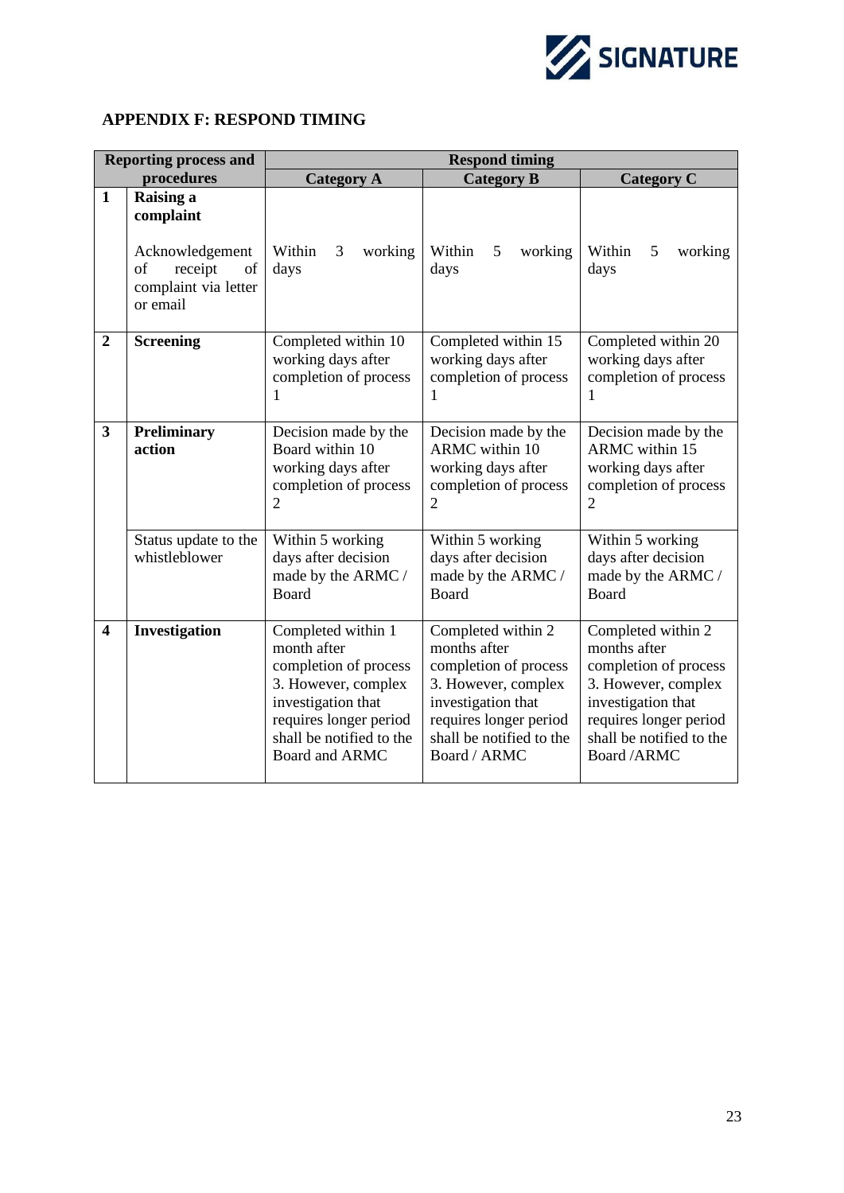## APPENDIX F: RESPOND TIMING

| Reporting process and procedures | | Respond timing | | |
|---|---|---|---|---|
| | | **Category A** | **Category B** | **Category C** |
| **1** | **Raising a complaint**<br><br>Acknowledgement of receipt of complaint via letter or email | Within 3 working days | Within 5 working days | Within 5 working days |
| **2** | **Screening** | Completed within 10 working days after completion of process 1 | Completed within 15 working days after completion of process 1 | Completed within 20 working days after completion of process 1 |
| **3** | **Preliminary action** | Decision made by the Board within 10 working days after completion of process 2 | Decision made by the ARMC within 10 working days after completion of process 2 | Decision made by the ARMC within 15 working days after completion of process 2 |
| | Status update to the whistleblower | Within 5 working days after decision made by the ARMC / Board | Within 5 working days after decision made by the ARMC / Board | Within 5 working days after decision made by the ARMC / Board |
| **4** | **Investigation** | Completed within 1 month after completion of process 3. However, complex investigation that requires longer period shall be notified to the Board and ARMC | Completed within 2 months after completion of process 3. However, complex investigation that requires longer period shall be notified to the Board / ARMC | Completed within 2 months after completion of process 3. However, complex investigation that requires longer period shall be notified to the Board /ARMC |